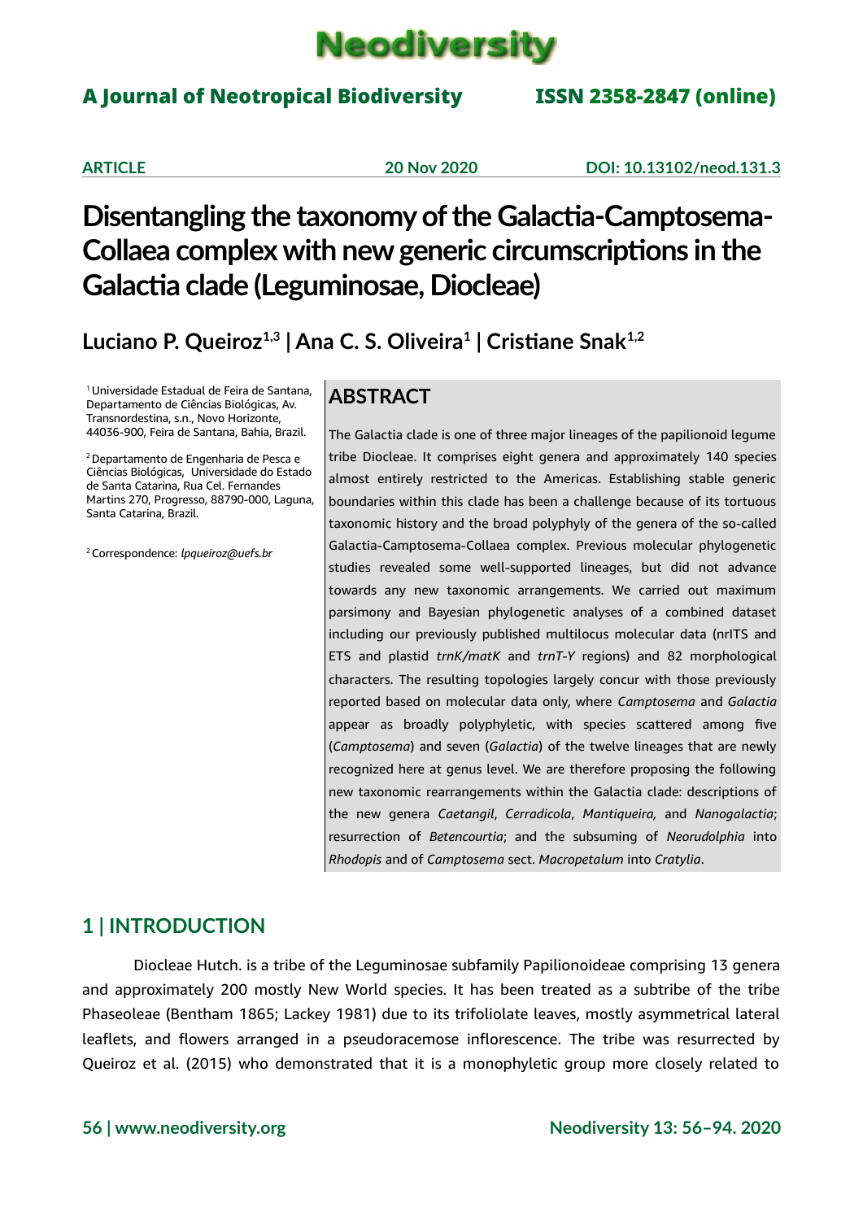# Neodiversity

**A Journal of Neotropical Biodiversity** **ISSN 2358-2847 (online)**

**ARTICLE** **20 Nov 2020** **DOI: 10.13102/neod.131.3**

# Disentangling the taxonomy of the Galactia-Camptosema-Collaea complex with new generic circumscriptions in the Galactia clade (Leguminosae, Diocleae)

**Luciano P. Queiroz[1,3] | Ana C. S. Oliveira[1] | Cristiane Snak[1,2]**

[1] Universidade Estadual de Feira de Santana, Departamento de Ciências Biológicas, Av. Transnordestina, s.n., Novo Horizonte, 44036-900, Feira de Santana, Bahia, Brazil.

[2] Departamento de Engenharia de Pesca e Ciências Biológicas, Universidade do Estado de Santa Catarina, Rua Cel. Fernandes Martins 270, Progresso, 88790-000, Laguna, Santa Catarina, Brazil.

[2] Correspondence: *lpqueiroz@uefs.br*

## ABSTRACT

The Galactia clade is one of three major lineages of the papilionoid legume tribe Diocleae. It comprises eight genera and approximately 140 species almost entirely restricted to the Americas. Establishing stable generic boundaries within this clade has been a challenge because of its tortuous taxonomic history and the broad polyphyly of the genera of the so-called Galactia-Camptosema-Collaea complex. Previous molecular phylogenetic studies revealed some well-supported lineages, but did not advance towards any new taxonomic arrangements. We carried out maximum parsimony and Bayesian phylogenetic analyses of a combined dataset including our previously published multilocus molecular data (nrITS and ETS and plastid *trnK/matK* and *trnT-Y* regions) and 82 morphological characters. The resulting topologies largely concur with those previously reported based on molecular data only, where *Camptosema* and *Galactia* appear as broadly polyphyletic, with species scattered among five (*Camptosema*) and seven (*Galactia*) of the twelve lineages that are newly recognized here at genus level. We are therefore proposing the following new taxonomic rearrangements within the Galactia clade: descriptions of the new genera *Caetangil*, *Cerradicola*, *Mantiqueira,* and *Nanogalactia*; resurrection of *Betencourtia*; and the subsuming of *Neorudolphia* into *Rhodopis* and of *Camptosema* sect. *Macropetalum* into *Cratylia*.

## 1 | INTRODUCTION

Diocleae Hutch. is a tribe of the Leguminosae subfamily Papilionoideae comprising 13 genera and approximately 200 mostly New World species. It has been treated as a subtribe of the tribe Phaseoleae (Bentham 1865; Lackey 1981) due to its trifoliolate leaves, mostly asymmetrical lateral leaflets, and flowers arranged in a pseudoracemose inflorescence. The tribe was resurrected by Queiroz et al. (2015) who demonstrated that it is a monophyletic group more closely related to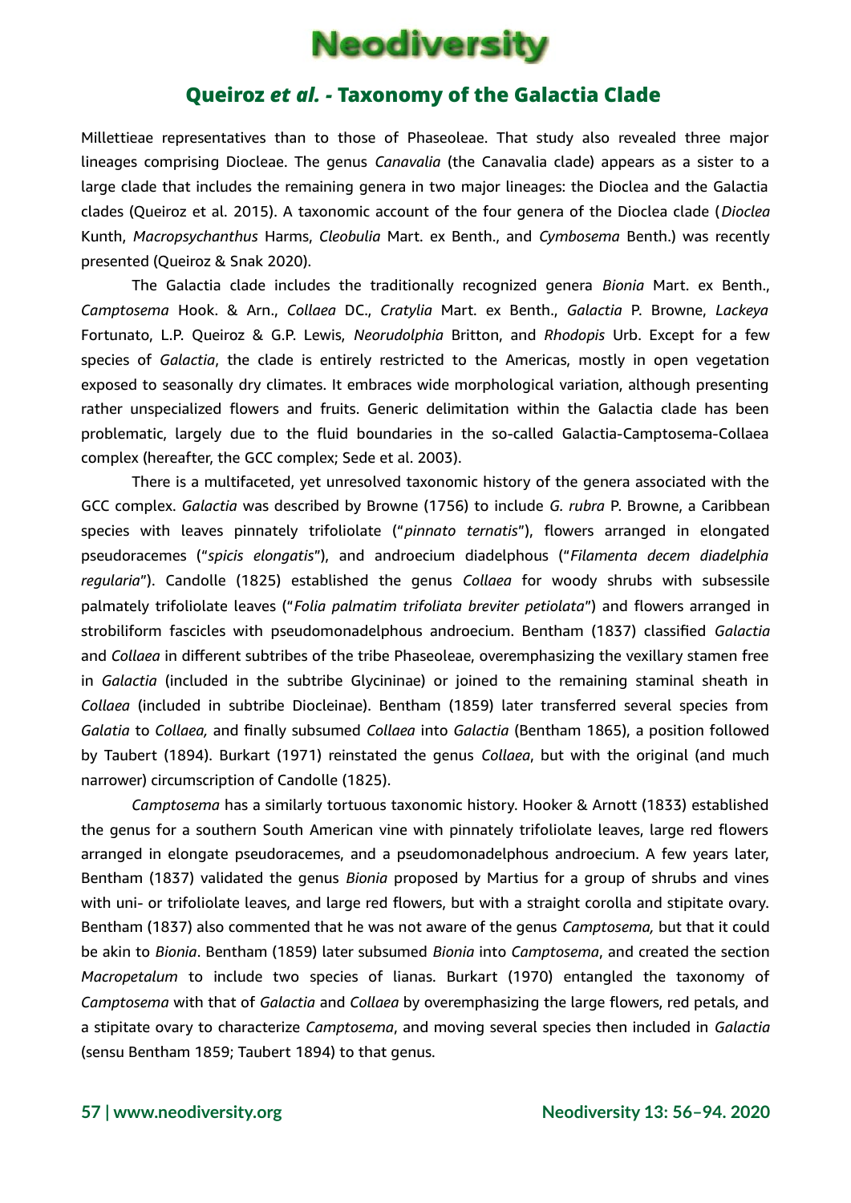Millettieae representatives than to those of Phaseoleae. That study also revealed three major lineages comprising Diocleae. The genus *Canavalia* (the Canavalia clade) appears as a sister to a large clade that includes the remaining genera in two major lineages: the Dioclea and the Galactia clades (Queiroz et al. 2015). A taxonomic account of the four genera of the Dioclea clade (*Dioclea* Kunth, *Macropsychanthus* Harms, *Cleobulia* Mart. ex Benth., and *Cymbosema* Benth.) was recently presented (Queiroz & Snak 2020).

The Galactia clade includes the traditionally recognized genera *Bionia* Mart. ex Benth., *Camptosema* Hook. & Arn., *Collaea* DC., *Cratylia* Mart. ex Benth., *Galactia* P. Browne, *Lackeya* Fortunato, L.P. Queiroz & G.P. Lewis, *Neorudolphia* Britton, and *Rhodopis* Urb. Except for a few species of *Galactia*, the clade is entirely restricted to the Americas, mostly in open vegetation exposed to seasonally dry climates. It embraces wide morphological variation, although presenting rather unspecialized flowers and fruits. Generic delimitation within the Galactia clade has been problematic, largely due to the fluid boundaries in the so-called Galactia-Camptosema-Collaea complex (hereafter, the GCC complex; Sede et al. 2003).

There is a multifaceted, yet unresolved taxonomic history of the genera associated with the GCC complex. *Galactia* was described by Browne (1756) to include *G. rubra* P. Browne, a Caribbean species with leaves pinnately trifoliolate ("*pinnato ternatis*"), flowers arranged in elongated pseudoracemes ("*spicis elongatis*"), and androecium diadelphous ("*Filamenta decem diadelphia regularia*"). Candolle (1825) established the genus *Collaea* for woody shrubs with subsessile palmately trifoliolate leaves ("*Folia palmatim trifoliata breviter petiolata*") and flowers arranged in strobiliform fascicles with pseudomonadelphous androecium. Bentham (1837) classified *Galactia* and *Collaea* in different subtribes of the tribe Phaseoleae, overemphasizing the vexillary stamen free in *Galactia* (included in the subtribe Glycininae) or joined to the remaining staminal sheath in *Collaea* (included in subtribe Diocleinae). Bentham (1859) later transferred several species from *Galatia* to *Collaea,* and finally subsumed *Collaea* into *Galactia* (Bentham 1865), a position followed by Taubert (1894). Burkart (1971) reinstated the genus *Collaea*, but with the original (and much narrower) circumscription of Candolle (1825).

*Camptosema* has a similarly tortuous taxonomic history. Hooker & Arnott (1833) established the genus for a southern South American vine with pinnately trifoliolate leaves, large red flowers arranged in elongate pseudoracemes, and a pseudomonadelphous androecium. A few years later, Bentham (1837) validated the genus *Bionia* proposed by Martius for a group of shrubs and vines with uni- or trifoliolate leaves, and large red flowers, but with a straight corolla and stipitate ovary. Bentham (1837) also commented that he was not aware of the genus *Camptosema,* but that it could be akin to *Bionia*. Bentham (1859) later subsumed *Bionia* into *Camptosema*, and created the section *Macropetalum* to include two species of lianas. Burkart (1970) entangled the taxonomy of *Camptosema* with that of *Galactia* and *Collaea* by overemphasizing the large flowers, red petals, and a stipitate ovary to characterize *Camptosema*, and moving several species then included in *Galactia* (sensu Bentham 1859; Taubert 1894) to that genus.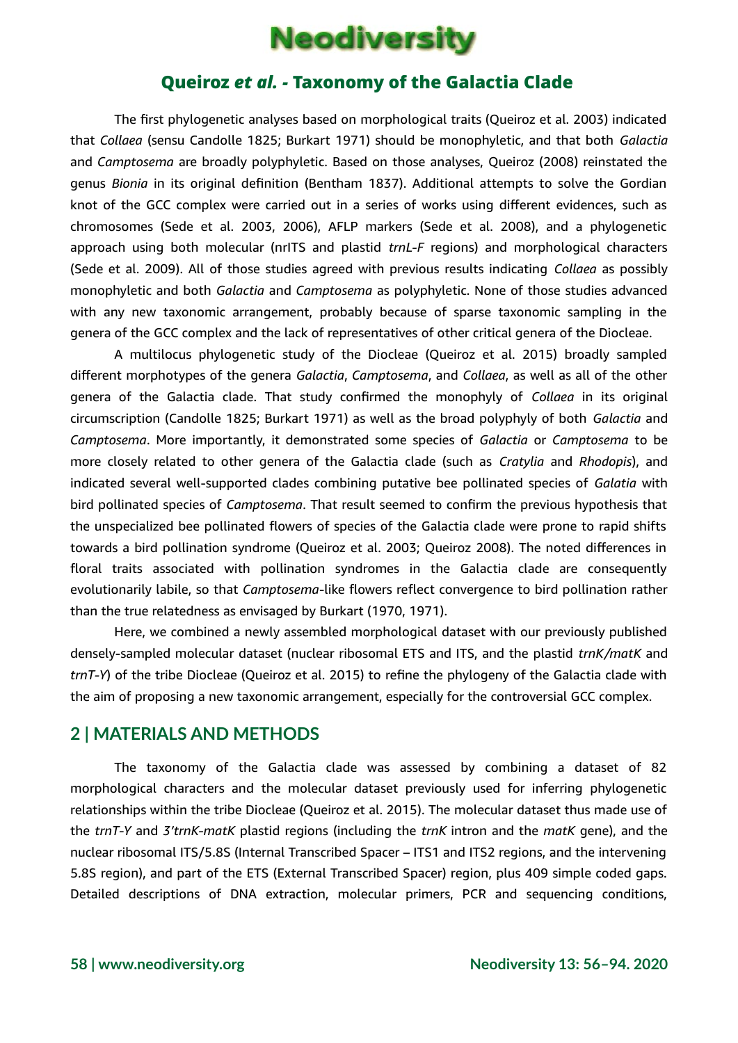The first phylogenetic analyses based on morphological traits (Queiroz et al. 2003) indicated that *Collaea* (sensu Candolle 1825; Burkart 1971) should be monophyletic, and that both *Galactia* and *Camptosema* are broadly polyphyletic. Based on those analyses, Queiroz (2008) reinstated the genus *Bionia* in its original definition (Bentham 1837). Additional attempts to solve the Gordian knot of the GCC complex were carried out in a series of works using different evidences, such as chromosomes (Sede et al. 2003, 2006), AFLP markers (Sede et al. 2008), and a phylogenetic approach using both molecular (nrITS and plastid *trnL-F* regions) and morphological characters (Sede et al. 2009). All of those studies agreed with previous results indicating *Collaea* as possibly monophyletic and both *Galactia* and *Camptosema* as polyphyletic. None of those studies advanced with any new taxonomic arrangement, probably because of sparse taxonomic sampling in the genera of the GCC complex and the lack of representatives of other critical genera of the Diocleae.

A multilocus phylogenetic study of the Diocleae (Queiroz et al. 2015) broadly sampled different morphotypes of the genera *Galactia*, *Camptosema*, and *Collaea*, as well as all of the other genera of the Galactia clade. That study confirmed the monophyly of *Collaea* in its original circumscription (Candolle 1825; Burkart 1971) as well as the broad polyphyly of both *Galactia* and *Camptosema*. More importantly, it demonstrated some species of *Galactia* or *Camptosema* to be more closely related to other genera of the Galactia clade (such as *Cratylia* and *Rhodopis*), and indicated several well-supported clades combining putative bee pollinated species of *Galatia* with bird pollinated species of *Camptosema*. That result seemed to confirm the previous hypothesis that the unspecialized bee pollinated flowers of species of the Galactia clade were prone to rapid shifts towards a bird pollination syndrome (Queiroz et al. 2003; Queiroz 2008). The noted differences in floral traits associated with pollination syndromes in the Galactia clade are consequently evolutionarily labile, so that *Camptosema*-like flowers reflect convergence to bird pollination rather than the true relatedness as envisaged by Burkart (1970, 1971).

Here, we combined a newly assembled morphological dataset with our previously published densely-sampled molecular dataset (nuclear ribosomal ETS and ITS, and the plastid *trnK/matK* and *trnT-Y*) of the tribe Diocleae (Queiroz et al. 2015) to refine the phylogeny of the Galactia clade with the aim of proposing a new taxonomic arrangement, especially for the controversial GCC complex.

## 2 | MATERIALS AND METHODS

The taxonomy of the Galactia clade was assessed by combining a dataset of 82 morphological characters and the molecular dataset previously used for inferring phylogenetic relationships within the tribe Diocleae (Queiroz et al. 2015). The molecular dataset thus made use of the *trnT-Y* and *3'trnK-matK* plastid regions (including the *trnK* intron and the *matK* gene), and the nuclear ribosomal ITS/5.8S (Internal Transcribed Spacer – ITS1 and ITS2 regions, and the intervening 5.8S region), and part of the ETS (External Transcribed Spacer) region, plus 409 simple coded gaps. Detailed descriptions of DNA extraction, molecular primers, PCR and sequencing conditions,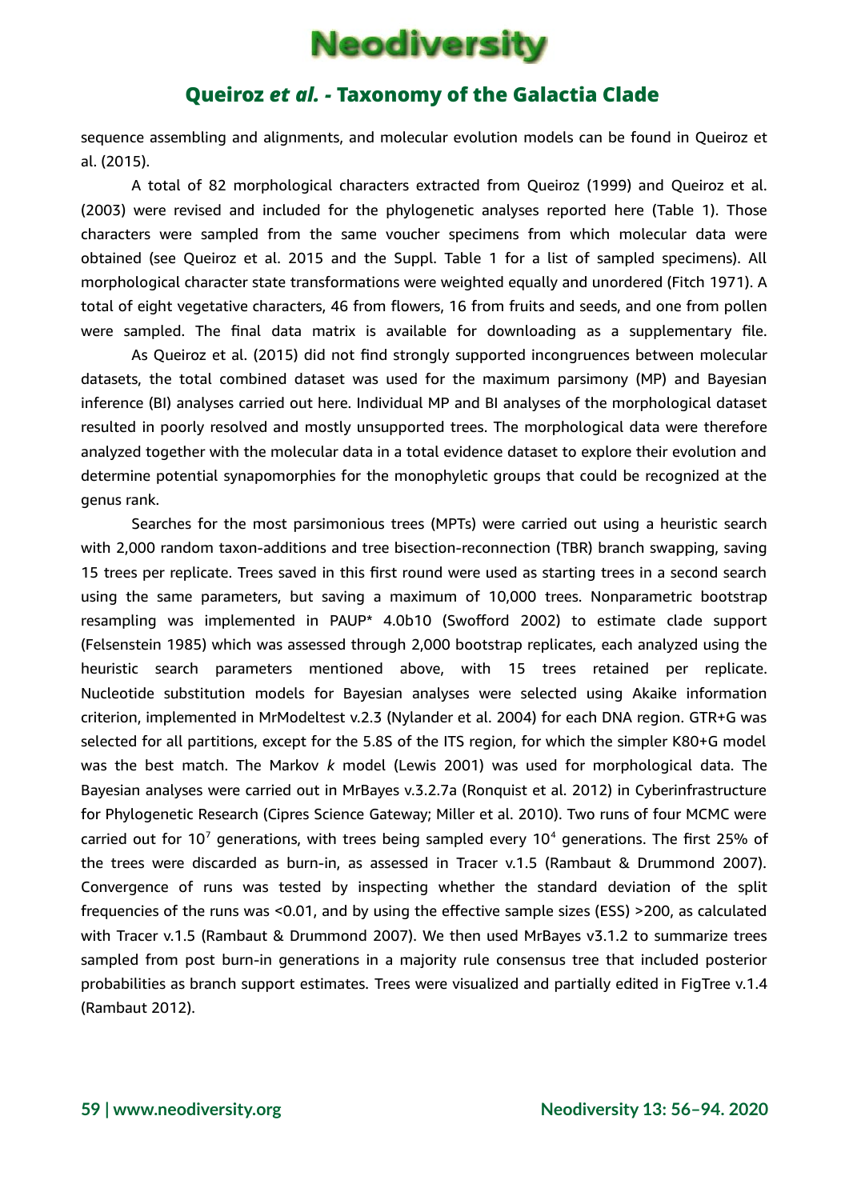sequence assembling and alignments, and molecular evolution models can be found in Queiroz et al. (2015).

A total of 82 morphological characters extracted from Queiroz (1999) and Queiroz et al. (2003) were revised and included for the phylogenetic analyses reported here (Table 1). Those characters were sampled from the same voucher specimens from which molecular data were obtained (see Queiroz et al. 2015 and the Suppl. Table 1 for a list of sampled specimens). All morphological character state transformations were weighted equally and unordered (Fitch 1971). A total of eight vegetative characters, 46 from flowers, 16 from fruits and seeds, and one from pollen were sampled. The final data matrix is available for downloading as a supplementary file.

As Queiroz et al. (2015) did not find strongly supported incongruences between molecular datasets, the total combined dataset was used for the maximum parsimony (MP) and Bayesian inference (BI) analyses carried out here. Individual MP and BI analyses of the morphological dataset resulted in poorly resolved and mostly unsupported trees. The morphological data were therefore analyzed together with the molecular data in a total evidence dataset to explore their evolution and determine potential synapomorphies for the monophyletic groups that could be recognized at the genus rank.

Searches for the most parsimonious trees (MPTs) were carried out using a heuristic search with 2,000 random taxon-additions and tree bisection-reconnection (TBR) branch swapping, saving 15 trees per replicate. Trees saved in this first round were used as starting trees in a second search using the same parameters, but saving a maximum of 10,000 trees. Nonparametric bootstrap resampling was implemented in PAUP* 4.0b10 (Swofford 2002) to estimate clade support (Felsenstein 1985) which was assessed through 2,000 bootstrap replicates, each analyzed using the heuristic search parameters mentioned above, with 15 trees retained per replicate. Nucleotide substitution models for Bayesian analyses were selected using Akaike information criterion, implemented in MrModeltest v.2.3 (Nylander et al. 2004) for each DNA region. GTR+G was selected for all partitions, except for the 5.8S of the ITS region, for which the simpler K80+G model was the best match. The Markov *k* model (Lewis 2001) was used for morphological data. The Bayesian analyses were carried out in MrBayes v.3.2.7a (Ronquist et al. 2012) in Cyberinfrastructure for Phylogenetic Research (Cipres Science Gateway; Miller et al. 2010). Two runs of four MCMC were carried out for $10^7$ generations, with trees being sampled every $10^4$ generations. The first 25% of the trees were discarded as burn-in, as assessed in Tracer v.1.5 (Rambaut & Drummond 2007). Convergence of runs was tested by inspecting whether the standard deviation of the split frequencies of the runs was <0.01, and by using the effective sample sizes (ESS) >200, as calculated with Tracer v.1.5 (Rambaut & Drummond 2007). We then used MrBayes v3.1.2 to summarize trees sampled from post burn-in generations in a majority rule consensus tree that included posterior probabilities as branch support estimates. Trees were visualized and partially edited in FigTree v.1.4 (Rambaut 2012).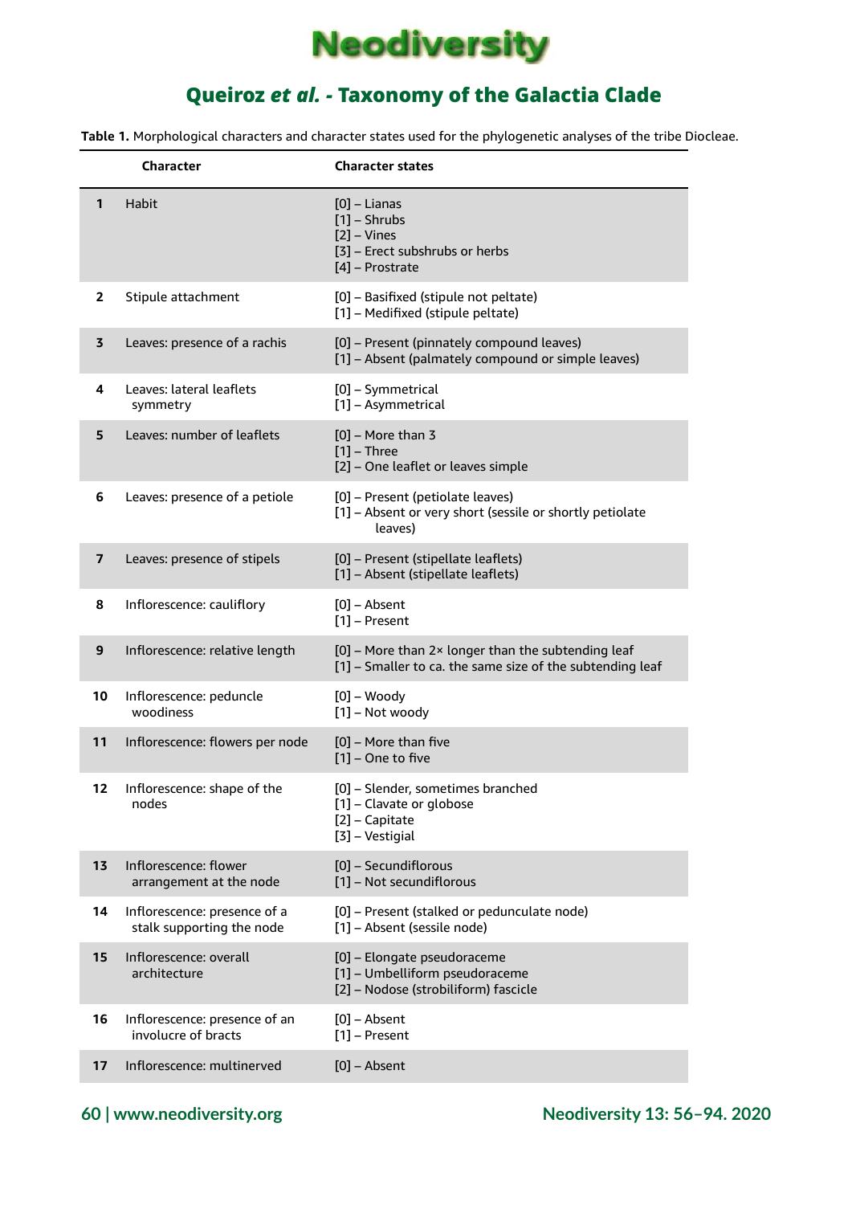**Table 1.** Morphological characters and character states used for the phylogenetic analyses of the tribe Diocleae.

| | Character | Character states |
|---|---|---|
| **1** | Habit | [0] – Lianas<br>[1] – Shrubs<br>[2] – Vines<br>[3] – Erect subshrubs or herbs<br>[4] – Prostrate |
| **2** | Stipule attachment | [0] – Basifixed (stipule not peltate)<br>[1] – Medifixed (stipule peltate) |
| **3** | Leaves: presence of a rachis | [0] – Present (pinnately compound leaves)<br>[1] – Absent (palmately compound or simple leaves) |
| **4** | Leaves: lateral leaflets symmetry | [0] – Symmetrical<br>[1] – Asymmetrical |
| **5** | Leaves: number of leaflets | [0] – More than 3<br>[1] – Three<br>[2] – One leaflet or leaves simple |
| **6** | Leaves: presence of a petiole | [0] – Present (petiolate leaves)<br>[1] – Absent or very short (sessile or shortly petiolate leaves) |
| **7** | Leaves: presence of stipels | [0] – Present (stipellate leaflets)<br>[1] – Absent (stipellate leaflets) |
| **8** | Inflorescence: cauliflory | [0] – Absent<br>[1] – Present |
| **9** | Inflorescence: relative length | [0] – More than 2× longer than the subtending leaf<br>[1] – Smaller to ca. the same size of the subtending leaf |
| **10** | Inflorescence: peduncle woodiness | [0] – Woody<br>[1] – Not woody |
| **11** | Inflorescence: flowers per node | [0] – More than five<br>[1] – One to five |
| **12** | Inflorescence: shape of the nodes | [0] – Slender, sometimes branched<br>[1] – Clavate or globose<br>[2] – Capitate<br>[3] – Vestigial |
| **13** | Inflorescence: flower arrangement at the node | [0] – Secundiflorous<br>[1] – Not secundiflorous |
| **14** | Inflorescence: presence of a stalk supporting the node | [0] – Present (stalked or pedunculate node)<br>[1] – Absent (sessile node) |
| **15** | Inflorescence: overall architecture | [0] – Elongate pseudoraceme<br>[1] – Umbelliform pseudoraceme<br>[2] – Nodose (strobiliform) fascicle |
| **16** | Inflorescence: presence of an involucre of bracts | [0] – Absent<br>[1] – Present |
| **17** | Inflorescence: multinerved | [0] – Absent |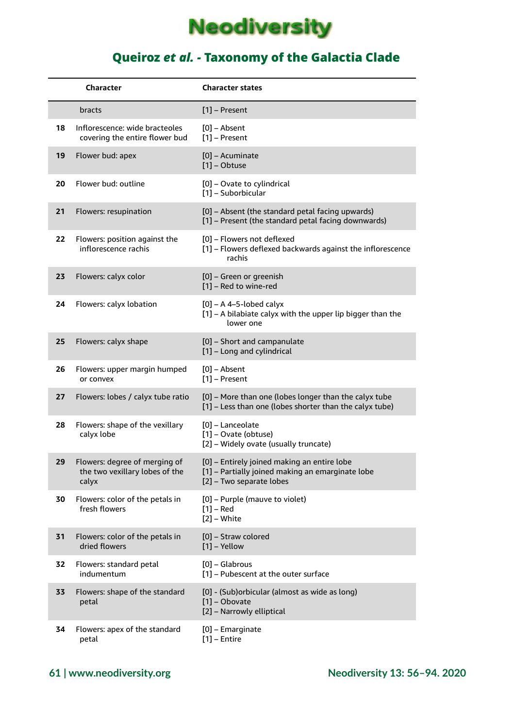| | Character | Character states |
|---|---|---|
| | bracts | [1] – Present |
| 18 | Inflorescence: wide bracteoles covering the entire flower bud | [0] – Absent<br>[1] – Present |
| 19 | Flower bud: apex | [0] – Acuminate<br>[1] – Obtuse |
| 20 | Flower bud: outline | [0] – Ovate to cylindrical<br>[1] – Suborbicular |
| 21 | Flowers: resupination | [0] – Absent (the standard petal facing upwards)<br>[1] – Present (the standard petal facing downwards) |
| 22 | Flowers: position against the inflorescence rachis | [0] – Flowers not deflexed<br>[1] – Flowers deflexed backwards against the inflorescence rachis |
| 23 | Flowers: calyx color | [0] – Green or greenish<br>[1] – Red to wine-red |
| 24 | Flowers: calyx lobation | [0] – A 4–5-lobed calyx<br>[1] – A bilabiate calyx with the upper lip bigger than the lower one |
| 25 | Flowers: calyx shape | [0] – Short and campanulate<br>[1] – Long and cylindrical |
| 26 | Flowers: upper margin humped or convex | [0] – Absent<br>[1] – Present |
| 27 | Flowers: lobes / calyx tube ratio | [0] – More than one (lobes longer than the calyx tube<br>[1] – Less than one (lobes shorter than the calyx tube) |
| 28 | Flowers: shape of the vexillary calyx lobe | [0] – Lanceolate<br>[1] – Ovate (obtuse)<br>[2] – Widely ovate (usually truncate) |
| 29 | Flowers: degree of merging of the two vexillary lobes of the calyx | [0] – Entirely joined making an entire lobe<br>[1] – Partially joined making an emarginate lobe<br>[2] – Two separate lobes |
| 30 | Flowers: color of the petals in fresh flowers | [0] – Purple (mauve to violet)<br>[1] – Red<br>[2] – White |
| 31 | Flowers: color of the petals in dried flowers | [0] – Straw colored<br>[1] – Yellow |
| 32 | Flowers: standard petal indumentum | [0] – Glabrous<br>[1] – Pubescent at the outer surface |
| 33 | Flowers: shape of the standard petal | [0] - (Sub)orbicular (almost as wide as long)<br>[1] – Obovate<br>[2] – Narrowly elliptical |
| 34 | Flowers: apex of the standard petal | [0] – Emarginate<br>[1] – Entire |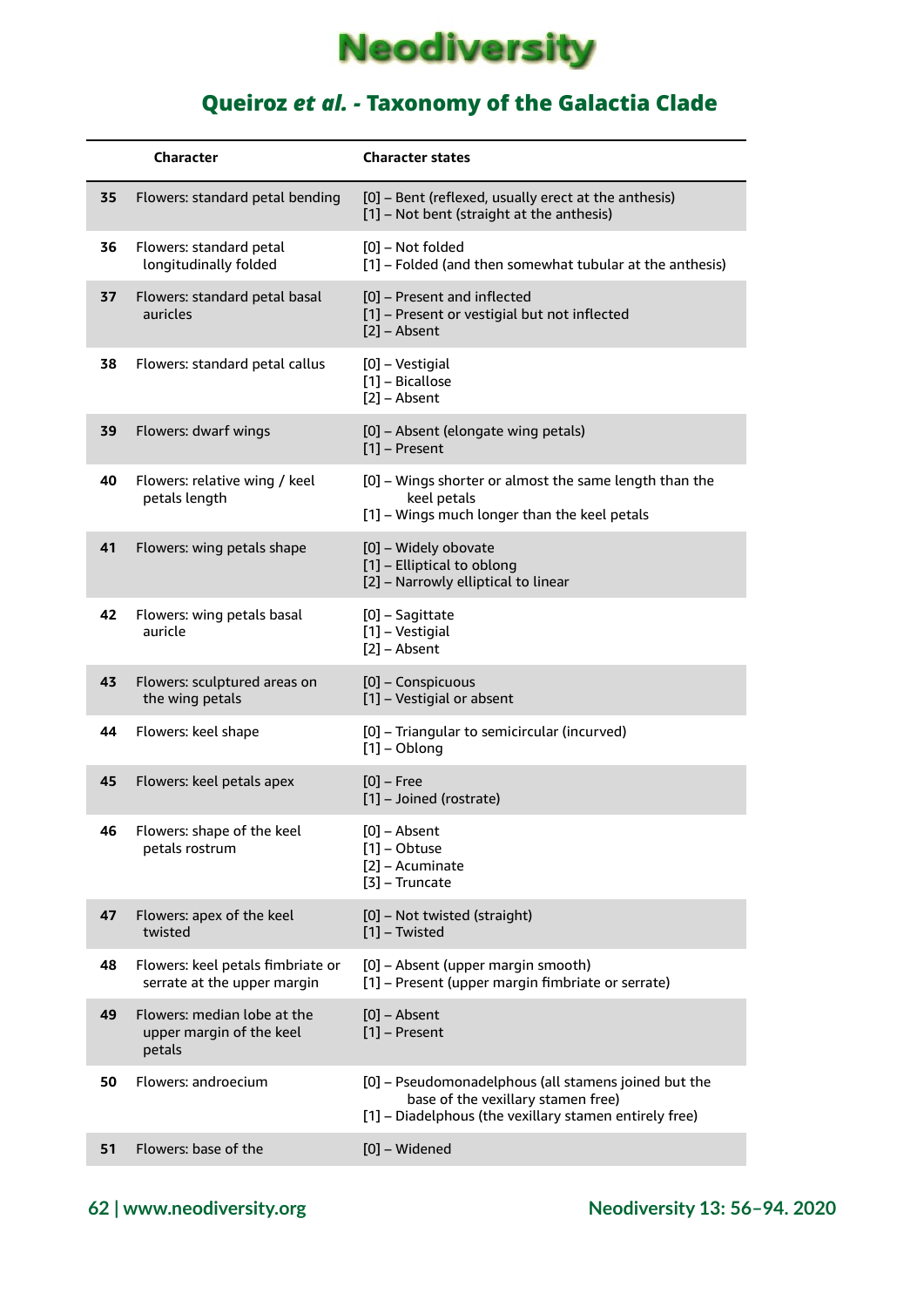| | Character | Character states |
|---|---|---|
| 35 | Flowers: standard petal bending | [0] – Bent (reflexed, usually erect at the anthesis)<br>[1] – Not bent (straight at the anthesis) |
| 36 | Flowers: standard petal longitudinally folded | [0] – Not folded<br>[1] – Folded (and then somewhat tubular at the anthesis) |
| 37 | Flowers: standard petal basal auricles | [0] – Present and inflected<br>[1] – Present or vestigial but not inflected<br>[2] – Absent |
| 38 | Flowers: standard petal callus | [0] – Vestigial<br>[1] – Bicallose<br>[2] – Absent |
| 39 | Flowers: dwarf wings | [0] – Absent (elongate wing petals)<br>[1] – Present |
| 40 | Flowers: relative wing / keel petals length | [0] – Wings shorter or almost the same length than the keel petals<br>[1] – Wings much longer than the keel petals |
| 41 | Flowers: wing petals shape | [0] – Widely obovate<br>[1] – Elliptical to oblong<br>[2] – Narrowly elliptical to linear |
| 42 | Flowers: wing petals basal auricle | [0] – Sagittate<br>[1] – Vestigial<br>[2] – Absent |
| 43 | Flowers: sculptured areas on the wing petals | [0] – Conspicuous<br>[1] – Vestigial or absent |
| 44 | Flowers: keel shape | [0] – Triangular to semicircular (incurved)<br>[1] – Oblong |
| 45 | Flowers: keel petals apex | [0] – Free<br>[1] – Joined (rostrate) |
| 46 | Flowers: shape of the keel petals rostrum | [0] – Absent<br>[1] – Obtuse<br>[2] – Acuminate<br>[3] – Truncate |
| 47 | Flowers: apex of the keel twisted | [0] – Not twisted (straight)<br>[1] – Twisted |
| 48 | Flowers: keel petals fimbriate or serrate at the upper margin | [0] – Absent (upper margin smooth)<br>[1] – Present (upper margin fimbriate or serrate) |
| 49 | Flowers: median lobe at the upper margin of the keel petals | [0] – Absent<br>[1] – Present |
| 50 | Flowers: androecium | [0] – Pseudomonadelphous (all stamens joined but the base of the vexillary stamen free)<br>[1] – Diadelphous (the vexillary stamen entirely free) |
| 51 | Flowers: base of the | [0] – Widened |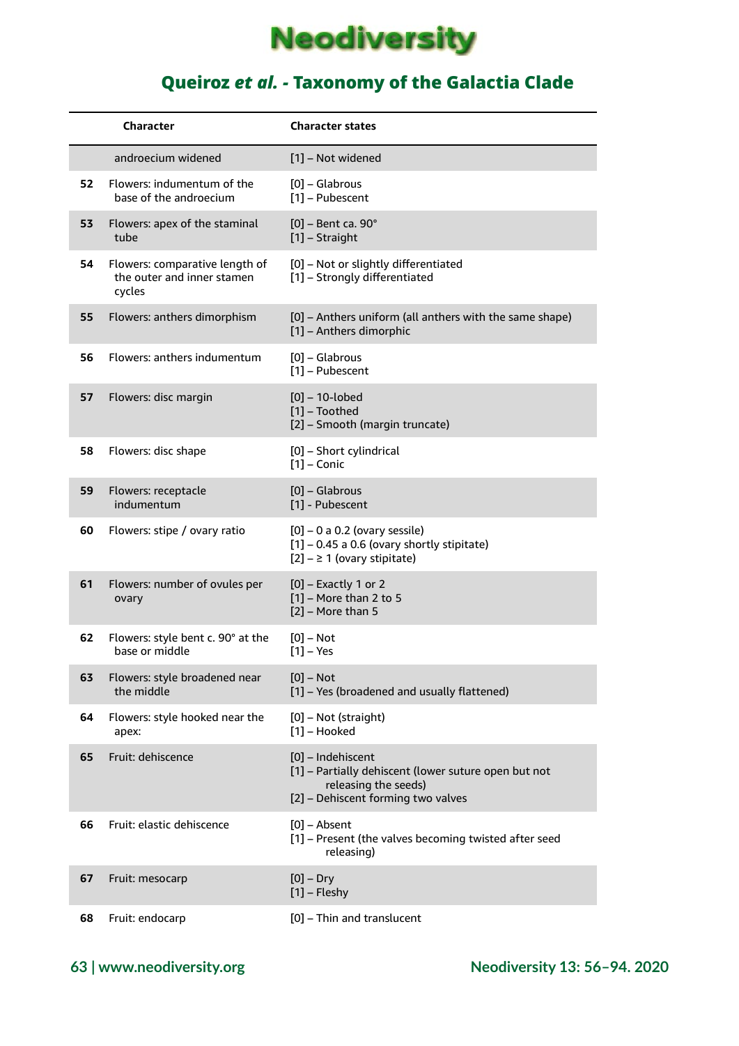| | Character | Character states |
|---|---|---|
| | androecium widened | [1] – Not widened |
| **52** | Flowers: indumentum of the base of the androecium | [0] – Glabrous<br>[1] – Pubescent |
| **53** | Flowers: apex of the staminal tube | [0] – Bent ca. 90°<br>[1] – Straight |
| **54** | Flowers: comparative length of the outer and inner stamen cycles | [0] – Not or slightly differentiated<br>[1] – Strongly differentiated |
| **55** | Flowers: anthers dimorphism | [0] – Anthers uniform (all anthers with the same shape)<br>[1] – Anthers dimorphic |
| **56** | Flowers: anthers indumentum | [0] – Glabrous<br>[1] – Pubescent |
| **57** | Flowers: disc margin | [0] – 10-lobed<br>[1] – Toothed<br>[2] – Smooth (margin truncate) |
| **58** | Flowers: disc shape | [0] – Short cylindrical<br>[1] – Conic |
| **59** | Flowers: receptacle indumentum | [0] – Glabrous<br>[1] - Pubescent |
| **60** | Flowers: stipe / ovary ratio | [0] – 0 a 0.2 (ovary sessile)<br>[1] – 0.45 a 0.6 (ovary shortly stipitate)<br>[2] – ≥ 1 (ovary stipitate) |
| **61** | Flowers: number of ovules per ovary | [0] – Exactly 1 or 2<br>[1] – More than 2 to 5<br>[2] – More than 5 |
| **62** | Flowers: style bent c. 90° at the base or middle | [0] – Not<br>[1] – Yes |
| **63** | Flowers: style broadened near the middle | [0] – Not<br>[1] – Yes (broadened and usually flattened) |
| **64** | Flowers: style hooked near the apex: | [0] – Not (straight)<br>[1] – Hooked |
| **65** | Fruit: dehiscence | [0] – Indehiscent<br>[1] – Partially dehiscent (lower suture open but not releasing the seeds)<br>[2] – Dehiscent forming two valves |
| **66** | Fruit: elastic dehiscence | [0] – Absent<br>[1] – Present (the valves becoming twisted after seed releasing) |
| **67** | Fruit: mesocarp | [0] – Dry<br>[1] – Fleshy |
| **68** | Fruit: endocarp | [0] – Thin and translucent |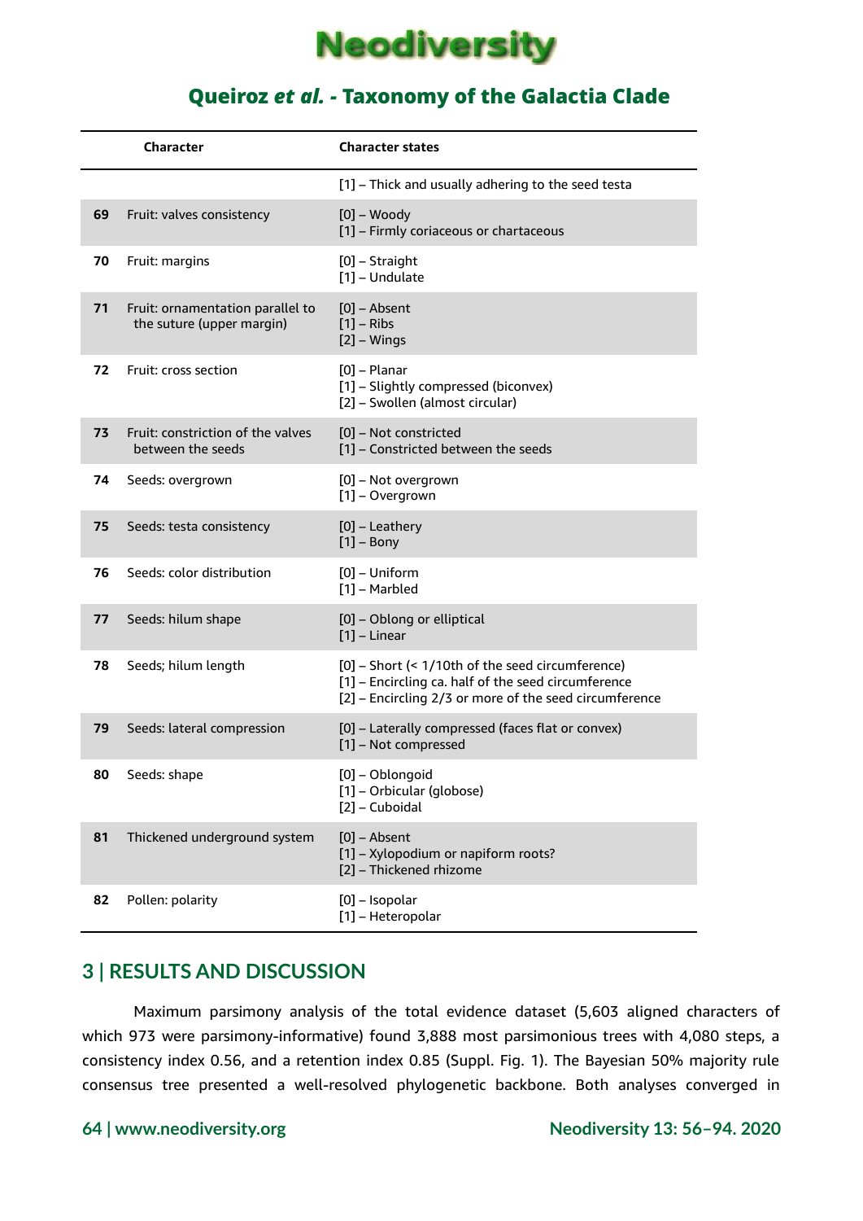| | Character | Character states |
|---|---|---|
| | | [1] – Thick and usually adhering to the seed testa |
| 69 | Fruit: valves consistency | [0] – Woody<br>[1] – Firmly coriaceous or chartaceous |
| 70 | Fruit: margins | [0] – Straight<br>[1] – Undulate |
| 71 | Fruit: ornamentation parallel to the suture (upper margin) | [0] – Absent<br>[1] – Ribs<br>[2] – Wings |
| 72 | Fruit: cross section | [0] – Planar<br>[1] – Slightly compressed (biconvex)<br>[2] – Swollen (almost circular) |
| 73 | Fruit: constriction of the valves between the seeds | [0] – Not constricted<br>[1] – Constricted between the seeds |
| 74 | Seeds: overgrown | [0] – Not overgrown<br>[1] – Overgrown |
| 75 | Seeds: testa consistency | [0] – Leathery<br>[1] – Bony |
| 76 | Seeds: color distribution | [0] – Uniform<br>[1] – Marbled |
| 77 | Seeds: hilum shape | [0] – Oblong or elliptical<br>[1] – Linear |
| 78 | Seeds; hilum length | [0] – Short (< 1/10th of the seed circumference)<br>[1] – Encircling ca. half of the seed circumference<br>[2] – Encircling 2/3 or more of the seed circumference |
| 79 | Seeds: lateral compression | [0] – Laterally compressed (faces flat or convex)<br>[1] – Not compressed |
| 80 | Seeds: shape | [0] – Oblongoid<br>[1] – Orbicular (globose)<br>[2] – Cuboidal |
| 81 | Thickened underground system | [0] – Absent<br>[1] – Xylopodium or napiform roots?<br>[2] – Thickened rhizome |
| 82 | Pollen: polarity | [0] – Isopolar<br>[1] – Heteropolar |

## 3 | RESULTS AND DISCUSSION

Maximum parsimony analysis of the total evidence dataset (5,603 aligned characters of which 973 were parsimony-informative) found 3,888 most parsimonious trees with 4,080 steps, a consistency index 0.56, and a retention index 0.85 (Suppl. Fig. 1). The Bayesian 50% majority rule consensus tree presented a well-resolved phylogenetic backbone. Both analyses converged in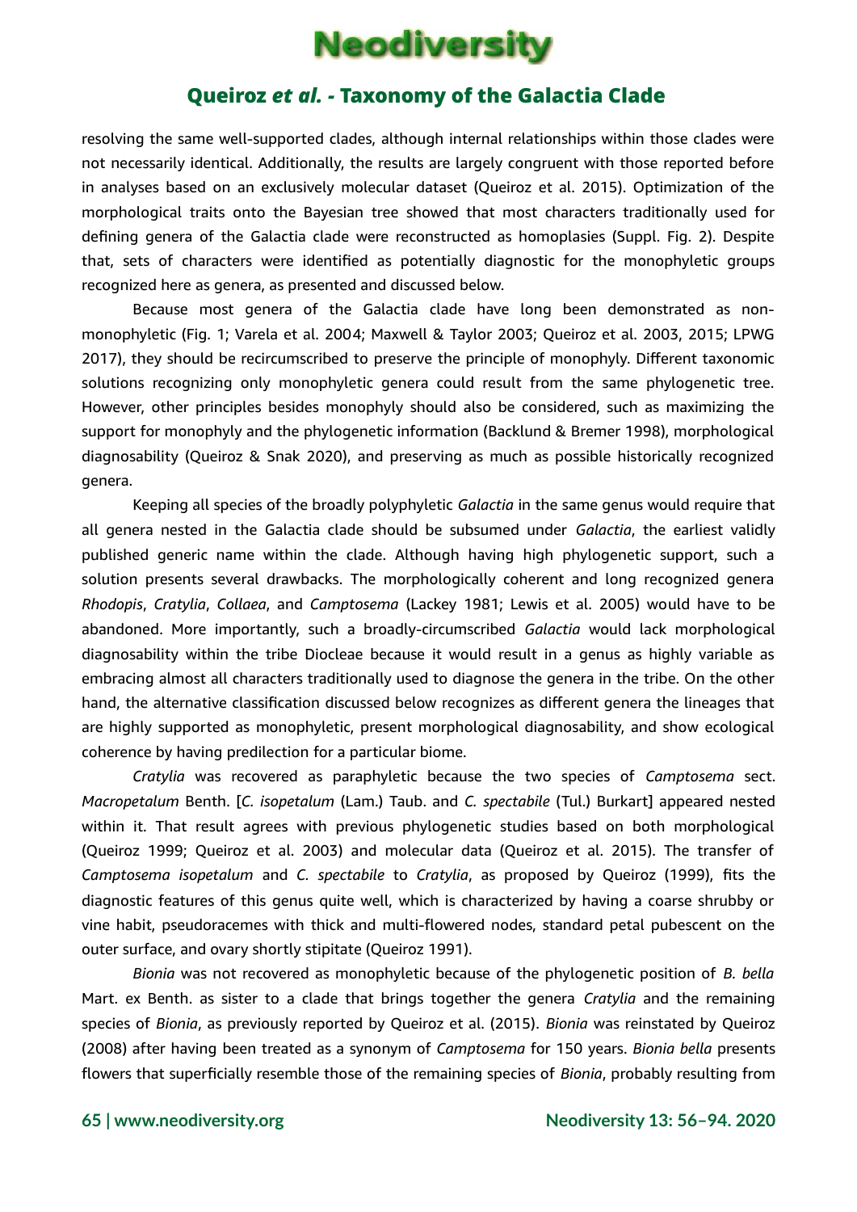resolving the same well-supported clades, although internal relationships within those clades were not necessarily identical. Additionally, the results are largely congruent with those reported before in analyses based on an exclusively molecular dataset (Queiroz et al. 2015). Optimization of the morphological traits onto the Bayesian tree showed that most characters traditionally used for defining genera of the Galactia clade were reconstructed as homoplasies (Suppl. Fig. 2). Despite that, sets of characters were identified as potentially diagnostic for the monophyletic groups recognized here as genera, as presented and discussed below.

Because most genera of the Galactia clade have long been demonstrated as non-monophyletic (Fig. 1; Varela et al. 2004; Maxwell & Taylor 2003; Queiroz et al. 2003, 2015; LPWG 2017), they should be recircumscribed to preserve the principle of monophyly. Different taxonomic solutions recognizing only monophyletic genera could result from the same phylogenetic tree. However, other principles besides monophyly should also be considered, such as maximizing the support for monophyly and the phylogenetic information (Backlund & Bremer 1998), morphological diagnosability (Queiroz & Snak 2020), and preserving as much as possible historically recognized genera.

Keeping all species of the broadly polyphyletic *Galactia* in the same genus would require that all genera nested in the Galactia clade should be subsumed under *Galactia*, the earliest validly published generic name within the clade. Although having high phylogenetic support, such a solution presents several drawbacks. The morphologically coherent and long recognized genera *Rhodopis*, *Cratylia*, *Collaea*, and *Camptosema* (Lackey 1981; Lewis et al. 2005) would have to be abandoned. More importantly, such a broadly-circumscribed *Galactia* would lack morphological diagnosability within the tribe Diocleae because it would result in a genus as highly variable as embracing almost all characters traditionally used to diagnose the genera in the tribe. On the other hand, the alternative classification discussed below recognizes as different genera the lineages that are highly supported as monophyletic, present morphological diagnosability, and show ecological coherence by having predilection for a particular biome.

*Cratylia* was recovered as paraphyletic because the two species of *Camptosema* sect. *Macropetalum* Benth. [*C. isopetalum* (Lam.) Taub. and *C. spectabile* (Tul.) Burkart] appeared nested within it. That result agrees with previous phylogenetic studies based on both morphological (Queiroz 1999; Queiroz et al. 2003) and molecular data (Queiroz et al. 2015). The transfer of *Camptosema isopetalum* and *C. spectabile* to *Cratylia*, as proposed by Queiroz (1999), fits the diagnostic features of this genus quite well, which is characterized by having a coarse shrubby or vine habit, pseudoracemes with thick and multi-flowered nodes, standard petal pubescent on the outer surface, and ovary shortly stipitate (Queiroz 1991).

*Bionia* was not recovered as monophyletic because of the phylogenetic position of *B. bella* Mart. ex Benth. as sister to a clade that brings together the genera *Cratylia* and the remaining species of *Bionia*, as previously reported by Queiroz et al. (2015). *Bionia* was reinstated by Queiroz (2008) after having been treated as a synonym of *Camptosema* for 150 years. *Bionia bella* presents flowers that superficially resemble those of the remaining species of *Bionia*, probably resulting from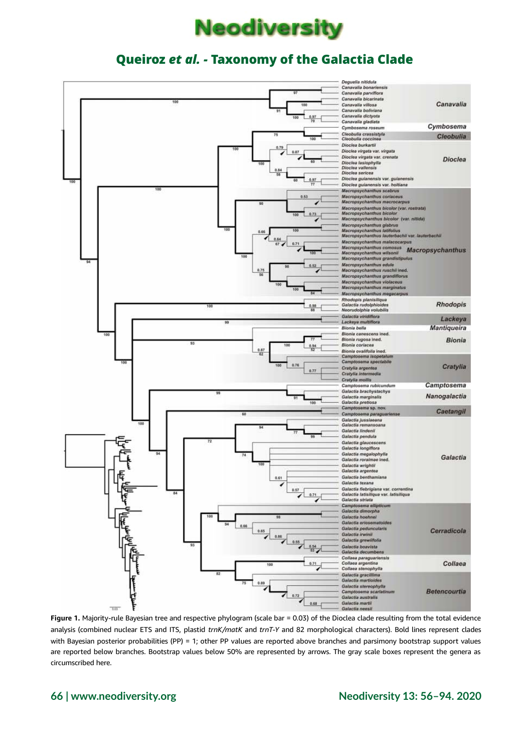Figure 1. Majority-rule Bayesian tree and respective phylogram (scale bar = 0.03) of the Dioclea clade resulting from the total evidence analysis (combined nuclear ETS and ITS, plastid *trnK/matK* and *trnT-Y* and 82 morphological characters). Bold lines represent clades with Bayesian posterior probabilities (PP) = 1; other PP values are reported above branches and parsimony bootstrap support values are reported below branches. Bootstrap values below 50% are represented by arrows. The gray scale boxes represent the genera as circumscribed here.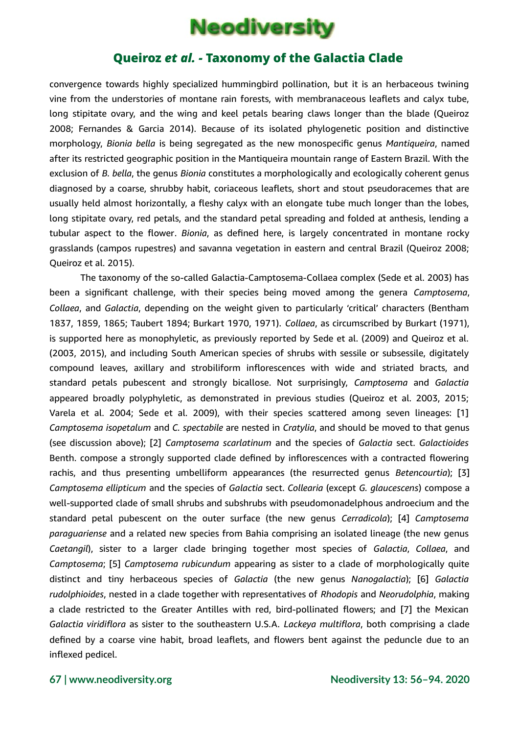convergence towards highly specialized hummingbird pollination, but it is an herbaceous twining vine from the understories of montane rain forests, with membranaceous leaflets and calyx tube, long stipitate ovary, and the wing and keel petals bearing claws longer than the blade (Queiroz 2008; Fernandes & Garcia 2014). Because of its isolated phylogenetic position and distinctive morphology, *Bionia bella* is being segregated as the new monospecific genus *Mantiqueira*, named after its restricted geographic position in the Mantiqueira mountain range of Eastern Brazil. With the exclusion of *B. bella*, the genus *Bionia* constitutes a morphologically and ecologically coherent genus diagnosed by a coarse, shrubby habit, coriaceous leaflets, short and stout pseudoracemes that are usually held almost horizontally, a fleshy calyx with an elongate tube much longer than the lobes, long stipitate ovary, red petals, and the standard petal spreading and folded at anthesis, lending a tubular aspect to the flower. *Bionia*, as defined here, is largely concentrated in montane rocky grasslands (campos rupestres) and savanna vegetation in eastern and central Brazil (Queiroz 2008; Queiroz et al. 2015).

The taxonomy of the so-called Galactia-Camptosema-Collaea complex (Sede et al. 2003) has been a significant challenge, with their species being moved among the genera *Camptosema*, *Collaea*, and *Galactia*, depending on the weight given to particularly 'critical' characters (Bentham 1837, 1859, 1865; Taubert 1894; Burkart 1970, 1971). *Collaea*, as circumscribed by Burkart (1971), is supported here as monophyletic, as previously reported by Sede et al. (2009) and Queiroz et al. (2003, 2015), and including South American species of shrubs with sessile or subsessile, digitately compound leaves, axillary and strobiliform inflorescences with wide and striated bracts, and standard petals pubescent and strongly bicallose. Not surprisingly, *Camptosema* and *Galactia* appeared broadly polyphyletic, as demonstrated in previous studies (Queiroz et al. 2003, 2015; Varela et al. 2004; Sede et al. 2009), with their species scattered among seven lineages: [1] *Camptosema isopetalum* and *C. spectabile* are nested in *Cratylia*, and should be moved to that genus (see discussion above); [2] *Camptosema scarlatinum* and the species of *Galactia* sect. *Galactioides* Benth. compose a strongly supported clade defined by inflorescences with a contracted flowering rachis, and thus presenting umbelliform appearances (the resurrected genus *Betencourtia*); [3] *Camptosema ellipticum* and the species of *Galactia* sect. *Collearia* (except *G. glaucescens*) compose a well-supported clade of small shrubs and subshrubs with pseudomonadelphous androecium and the standard petal pubescent on the outer surface (the new genus *Cerradicola*); [4] *Camptosema paraguariense* and a related new species from Bahia comprising an isolated lineage (the new genus *Caetangil*), sister to a larger clade bringing together most species of *Galactia*, *Collaea*, and *Camptosema*; [5] *Camptosema rubicundum* appearing as sister to a clade of morphologically quite distinct and tiny herbaceous species of *Galactia* (the new genus *Nanogalactia*); [6] *Galactia rudolphioides*, nested in a clade together with representatives of *Rhodopis* and *Neorudolphia*, making a clade restricted to the Greater Antilles with red, bird-pollinated flowers; and [7] the Mexican *Galactia viridiflora* as sister to the southeastern U.S.A. *Lackeya multiflora*, both comprising a clade defined by a coarse vine habit, broad leaflets, and flowers bent against the peduncle due to an inflexed pedicel.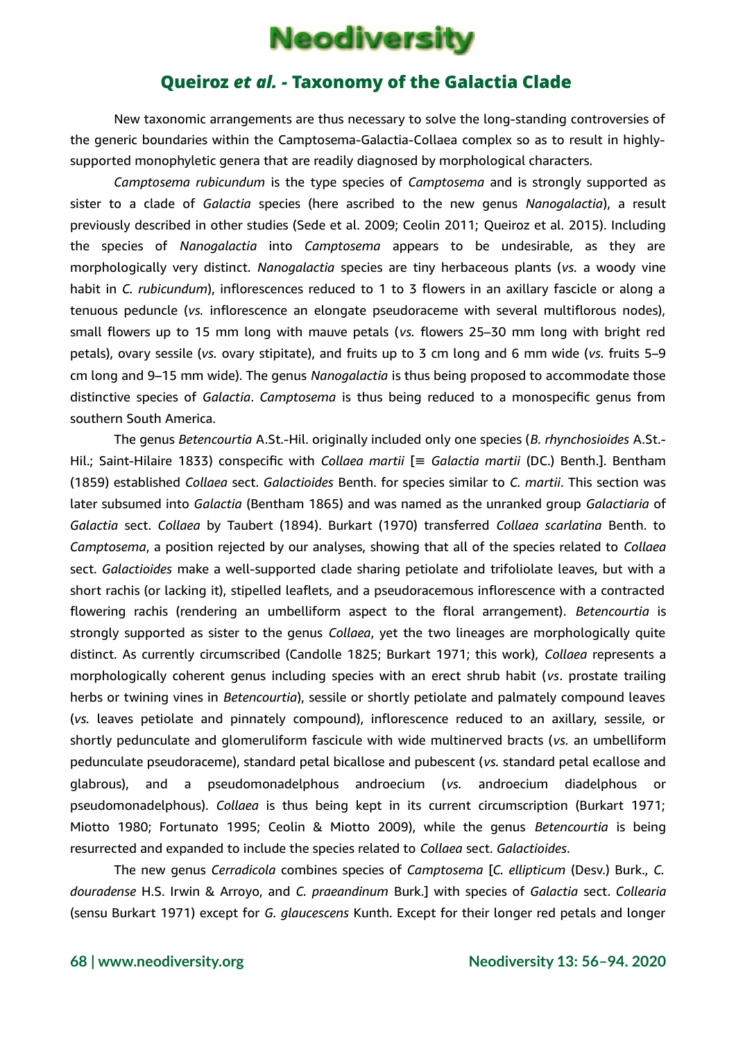New taxonomic arrangements are thus necessary to solve the long-standing controversies of the generic boundaries within the Camptosema-Galactia-Collaea complex so as to result in highly-supported monophyletic genera that are readily diagnosed by morphological characters.

*Camptosema rubicundum* is the type species of *Camptosema* and is strongly supported as sister to a clade of *Galactia* species (here ascribed to the new genus *Nanogalactia*), a result previously described in other studies (Sede et al. 2009; Ceolin 2011; Queiroz et al. 2015). Including the species of *Nanogalactia* into *Camptosema* appears to be undesirable, as they are morphologically very distinct. *Nanogalactia* species are tiny herbaceous plants (*vs.* a woody vine habit in *C. rubicundum*), inflorescences reduced to 1 to 3 flowers in an axillary fascicle or along a tenuous peduncle (*vs.* inflorescence an elongate pseudoraceme with several multiflorous nodes), small flowers up to 15 mm long with mauve petals (*vs.* flowers 25–30 mm long with bright red petals), ovary sessile (*vs.* ovary stipitate), and fruits up to 3 cm long and 6 mm wide (*vs.* fruits 5–9 cm long and 9–15 mm wide). The genus *Nanogalactia* is thus being proposed to accommodate those distinctive species of *Galactia*. *Camptosema* is thus being reduced to a monospecific genus from southern South America.

The genus *Betencourtia* A.St.-Hil. originally included only one species (*B. rhynchosioides* A.St.-Hil.; Saint-Hilaire 1833) conspecific with *Collaea martii* [≡ *Galactia martii* (DC.) Benth.]. Bentham (1859) established *Collaea* sect. *Galactioides* Benth. for species similar to *C. martii*. This section was later subsumed into *Galactia* (Bentham 1865) and was named as the unranked group *Galactiaria* of *Galactia* sect. *Collaea* by Taubert (1894). Burkart (1970) transferred *Collaea scarlatina* Benth. to *Camptosema*, a position rejected by our analyses, showing that all of the species related to *Collaea* sect. *Galactioides* make a well-supported clade sharing petiolate and trifoliolate leaves, but with a short rachis (or lacking it), stipelled leaflets, and a pseudoracemous inflorescence with a contracted flowering rachis (rendering an umbelliform aspect to the floral arrangement). *Betencourtia* is strongly supported as sister to the genus *Collaea*, yet the two lineages are morphologically quite distinct. As currently circumscribed (Candolle 1825; Burkart 1971; this work), *Collaea* represents a morphologically coherent genus including species with an erect shrub habit (*vs*. prostate trailing herbs or twining vines in *Betencourtia*), sessile or shortly petiolate and palmately compound leaves (*vs.* leaves petiolate and pinnately compound), inflorescence reduced to an axillary, sessile, or shortly pedunculate and glomeruliform fascicule with wide multinerved bracts (*vs.* an umbelliform pedunculate pseudoraceme), standard petal bicallose and pubescent (*vs.* standard petal ecallose and glabrous), and a pseudomonadelphous androecium (*vs.* androecium diadelphous or pseudomonadelphous). *Collaea* is thus being kept in its current circumscription (Burkart 1971; Miotto 1980; Fortunato 1995; Ceolin & Miotto 2009), while the genus *Betencourtia* is being resurrected and expanded to include the species related to *Collaea* sect. *Galactioides*.

The new genus *Cerradicola* combines species of *Camptosema* [*C. ellipticum* (Desv.) Burk., *C. douradense* H.S. Irwin & Arroyo, and *C. praeandinum* Burk.] with species of *Galactia* sect. *Collearia* (sensu Burkart 1971) except for *G. glaucescens* Kunth. Except for their longer red petals and longer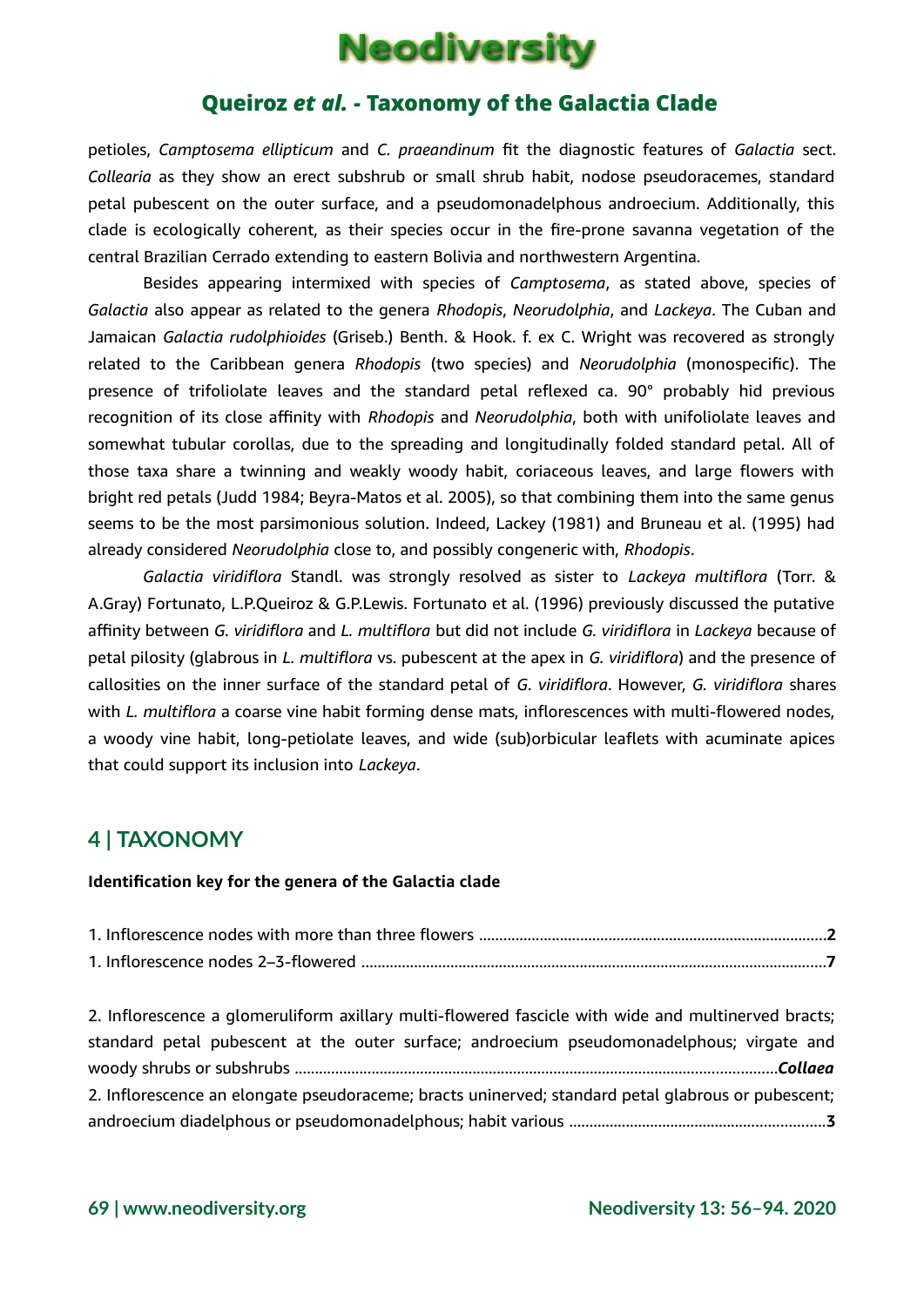petioles, *Camptosema ellipticum* and *C. praeandinum* fit the diagnostic features of *Galactia* sect. *Collearia* as they show an erect subshrub or small shrub habit, nodose pseudoracemes, standard petal pubescent on the outer surface, and a pseudomonadelphous androecium. Additionally, this clade is ecologically coherent, as their species occur in the fire-prone savanna vegetation of the central Brazilian Cerrado extending to eastern Bolivia and northwestern Argentina.

Besides appearing intermixed with species of *Camptosema*, as stated above, species of *Galactia* also appear as related to the genera *Rhodopis*, *Neorudolphia*, and *Lackeya*. The Cuban and Jamaican *Galactia rudolphioides* (Griseb.) Benth. & Hook. f. ex C. Wright was recovered as strongly related to the Caribbean genera *Rhodopis* (two species) and *Neorudolphia* (monospecific). The presence of trifoliolate leaves and the standard petal reflexed ca. 90° probably hid previous recognition of its close affinity with *Rhodopis* and *Neorudolphia*, both with unifoliolate leaves and somewhat tubular corollas, due to the spreading and longitudinally folded standard petal. All of those taxa share a twinning and weakly woody habit, coriaceous leaves, and large flowers with bright red petals (Judd 1984; Beyra-Matos et al. 2005), so that combining them into the same genus seems to be the most parsimonious solution. Indeed, Lackey (1981) and Bruneau et al. (1995) had already considered *Neorudolphia* close to, and possibly congeneric with, *Rhodopis*.

*Galactia viridiflora* Standl. was strongly resolved as sister to *Lackeya multiflora* (Torr. & A.Gray) Fortunato, L.P.Queiroz & G.P.Lewis. Fortunato et al. (1996) previously discussed the putative affinity between *G. viridiflora* and *L. multiflora* but did not include *G. viridiflora* in *Lackeya* because of petal pilosity (glabrous in *L. multiflora* vs. pubescent at the apex in *G. viridiflora*) and the presence of callosities on the inner surface of the standard petal of *G. viridiflora*. However, *G. viridiflora* shares with *L. multiflora* a coarse vine habit forming dense mats, inflorescences with multi-flowered nodes, a woody vine habit, long-petiolate leaves, and wide (sub)orbicular leaflets with acuminate apices that could support its inclusion into *Lackeya*.

## 4 | TAXONOMY

**Identification key for the genera of the Galactia clade**

1. Inflorescence nodes with more than three flowers ........................................ **2**
1. Inflorescence nodes 2–3-flowered ........................................ **7**

2. Inflorescence a glomeruliform axillary multi-flowered fascicle with wide and multinerved bracts; standard petal pubescent at the outer surface; androecium pseudomonadelphous; virgate and woody shrubs or subshrubs ........................................ ***Collaea***
2. Inflorescence an elongate pseudoraceme; bracts uninerved; standard petal glabrous or pubescent; androecium diadelphous or pseudomonadelphous; habit various ........................................ **3**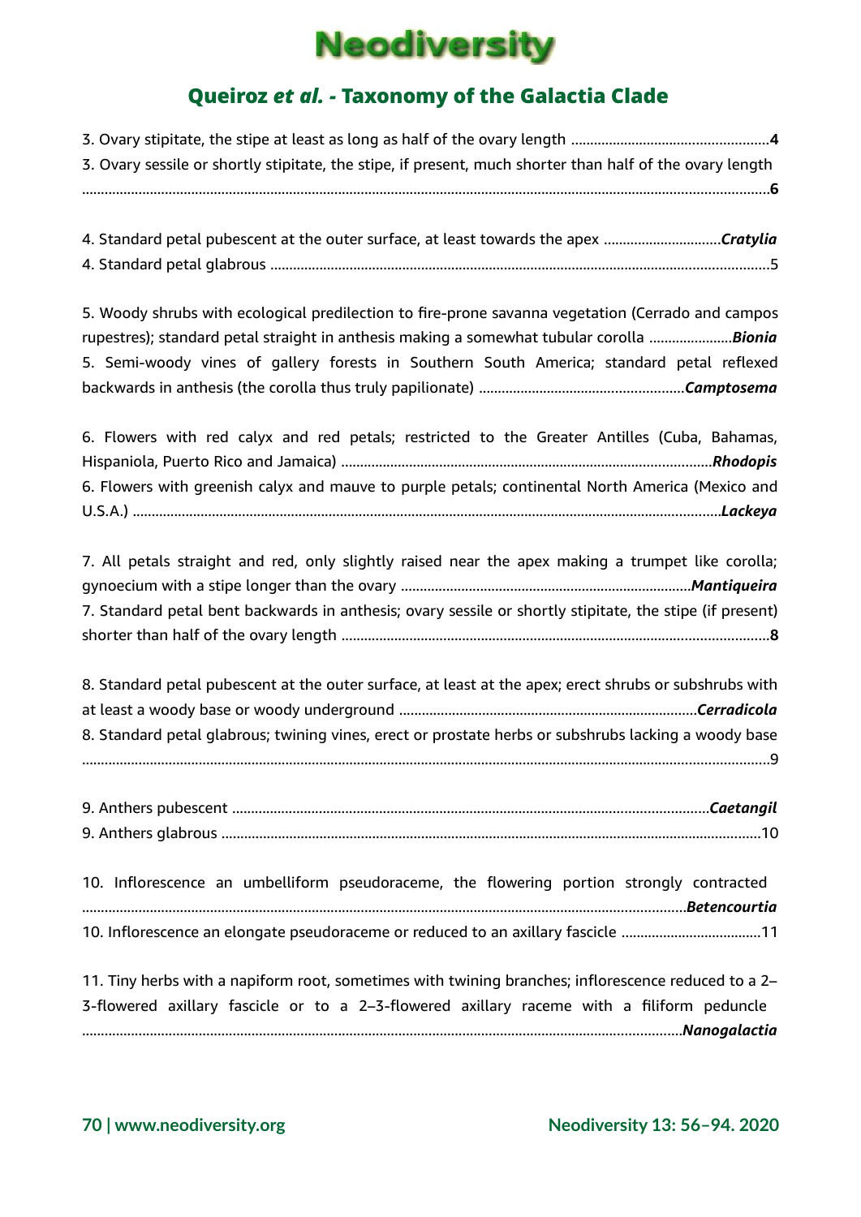3. Ovary stipitate, the stipe at least as long as half of the ovary length .......................................................**4**

3. Ovary sessile or shortly stipitate, the stipe, if present, much shorter than half of the ovary length .......................................................................................................................................................................**6**

4. Standard petal pubescent at the outer surface, at least towards the apex ................................***Cratylia***

4. Standard petal glabrous ..................................................................................................................................5

5. Woody shrubs with ecological predilection to fire-prone savanna vegetation (Cerrado and campos rupestres); standard petal straight in anthesis making a somewhat tubular corolla ......................***Bionia***

5. Semi-woody vines of gallery forests in Southern South America; standard petal reflexed backwards in anthesis (the corolla thus truly papilionate) ......................................................***Camptosema***

6. Flowers with red calyx and red petals; restricted to the Greater Antilles (Cuba, Bahamas, Hispaniola, Puerto Rico and Jamaica) ..................................................................................................***Rhodopis***

6. Flowers with greenish calyx and mauve to purple petals; continental North America (Mexico and U.S.A.) ...............................................................................................................................................***Lackeya***

7. All petals straight and red, only slightly raised near the apex making a trumpet like corolla; gynoecium with a stipe longer than the ovary ............................................................................***Mantiqueira***

7. Standard petal bent backwards in anthesis; ovary sessile or shortly stipitate, the stipe (if present) shorter than half of the ovary length ...................................................................................................**8**

8. Standard petal pubescent at the outer surface, at least at the apex; erect shrubs or subshrubs with at least a woody base or woody underground ...............................................................................***Cerradicola***

8. Standard petal glabrous; twining vines, erect or prostate herbs or subshrubs lacking a woody base .......................................................................................................................................................................9

9. Anthers pubescent ............................................................................................................................***Caetangil***

9. Anthers glabrous .................................................................................................................................................10

10. Inflorescence an umbelliform pseudoraceme, the flowering portion strongly contracted ..............................................................................................................................................................***Betencourtia***

10. Inflorescence an elongate pseudoraceme or reduced to an axillary fascicle .....................................11

11. Tiny herbs with a napiform root, sometimes with twining branches; inflorescence reduced to a 2–3-flowered axillary fascicle or to a 2–3-flowered axillary raceme with a filiform peduncle ..............................................................................................................................................................***Nanogalactia***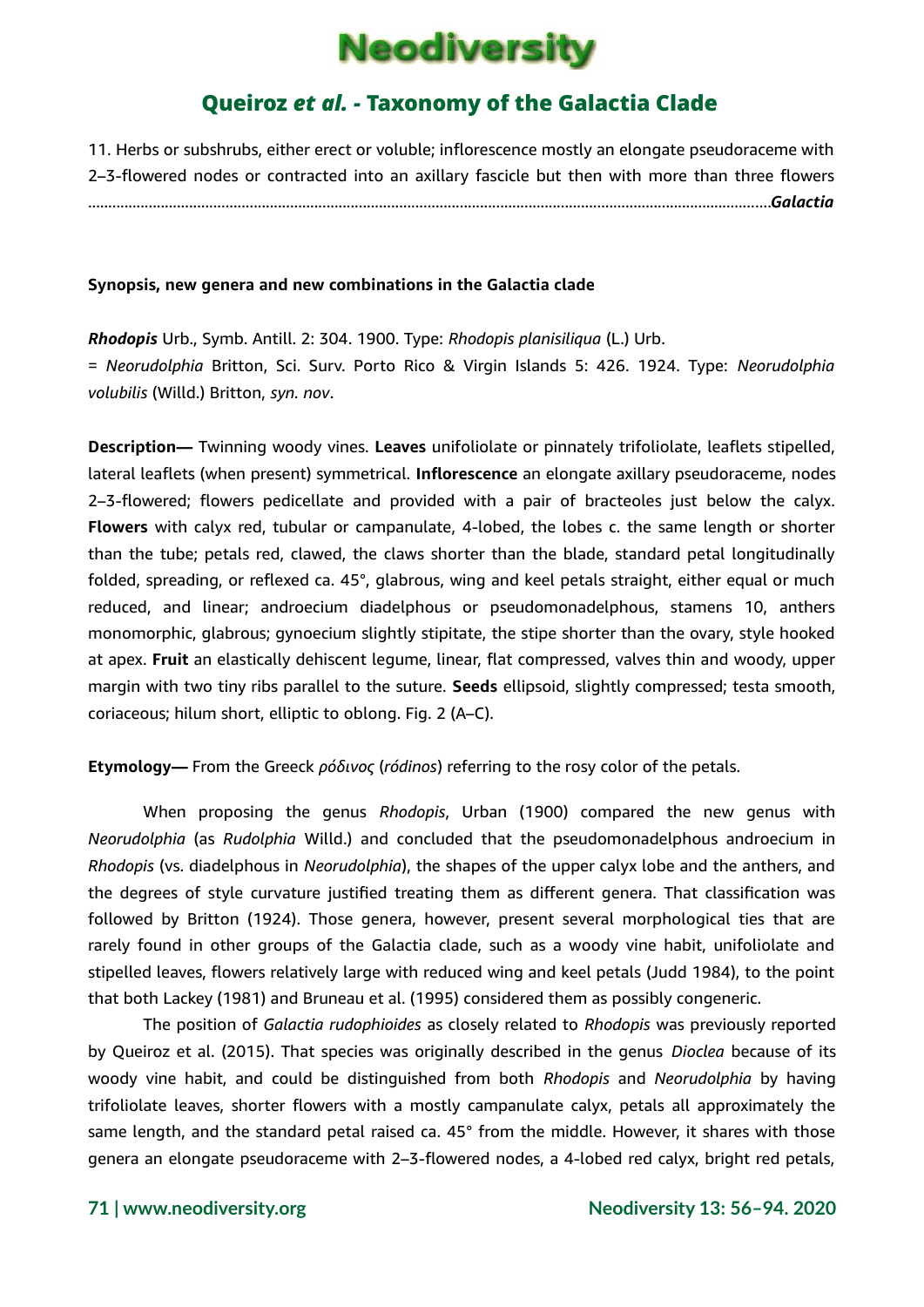11. Herbs or subshrubs, either erect or voluble; inflorescence mostly an elongate pseudoraceme with 2–3-flowered nodes or contracted into an axillary fascicle but then with more than three flowers ..................................................................................................................................................*Galactia*

**Synopsis, new genera and new combinations in the Galactia clade**

***Rhodopis*** Urb., Symb. Antill. 2: 304. 1900. Type: *Rhodopis planisiliqua* (L.) Urb.
= *Neorudolphia* Britton, Sci. Surv. Porto Rico & Virgin Islands 5: 426. 1924. Type: *Neorudolphia volubilis* (Willd.) Britton, *syn. nov*.

**Description—** Twinning woody vines. **Leaves** unifoliolate or pinnately trifoliolate, leaflets stipelled, lateral leaflets (when present) symmetrical. **Inflorescence** an elongate axillary pseudoraceme, nodes 2–3-flowered; flowers pedicellate and provided with a pair of bracteoles just below the calyx. **Flowers** with calyx red, tubular or campanulate, 4-lobed, the lobes c. the same length or shorter than the tube; petals red, clawed, the claws shorter than the blade, standard petal longitudinally folded, spreading, or reflexed ca. 45°, glabrous, wing and keel petals straight, either equal or much reduced, and linear; androecium diadelphous or pseudomonadelphous, stamens 10, anthers monomorphic, glabrous; gynoecium slightly stipitate, the stipe shorter than the ovary, style hooked at apex. **Fruit** an elastically dehiscent legume, linear, flat compressed, valves thin and woody, upper margin with two tiny ribs parallel to the suture. **Seeds** ellipsoid, slightly compressed; testa smooth, coriaceous; hilum short, elliptic to oblong. Fig. 2 (A–C).

**Etymology—** From the Greeck *ρόδινος* (*ródinos*) referring to the rosy color of the petals.

When proposing the genus *Rhodopis*, Urban (1900) compared the new genus with *Neorudolphia* (as *Rudolphia* Willd.) and concluded that the pseudomonadelphous androecium in *Rhodopis* (vs. diadelphous in *Neorudolphia*), the shapes of the upper calyx lobe and the anthers, and the degrees of style curvature justified treating them as different genera. That classification was followed by Britton (1924). Those genera, however, present several morphological ties that are rarely found in other groups of the Galactia clade, such as a woody vine habit, unifoliolate and stipelled leaves, flowers relatively large with reduced wing and keel petals (Judd 1984), to the point that both Lackey (1981) and Bruneau et al. (1995) considered them as possibly congeneric.

The position of *Galactia rudophioides* as closely related to *Rhodopis* was previously reported by Queiroz et al. (2015). That species was originally described in the genus *Dioclea* because of its woody vine habit, and could be distinguished from both *Rhodopis* and *Neorudolphia* by having trifoliolate leaves, shorter flowers with a mostly campanulate calyx, petals all approximately the same length, and the standard petal raised ca. 45° from the middle. However, it shares with those genera an elongate pseudoraceme with 2–3-flowered nodes, a 4-lobed red calyx, bright red petals,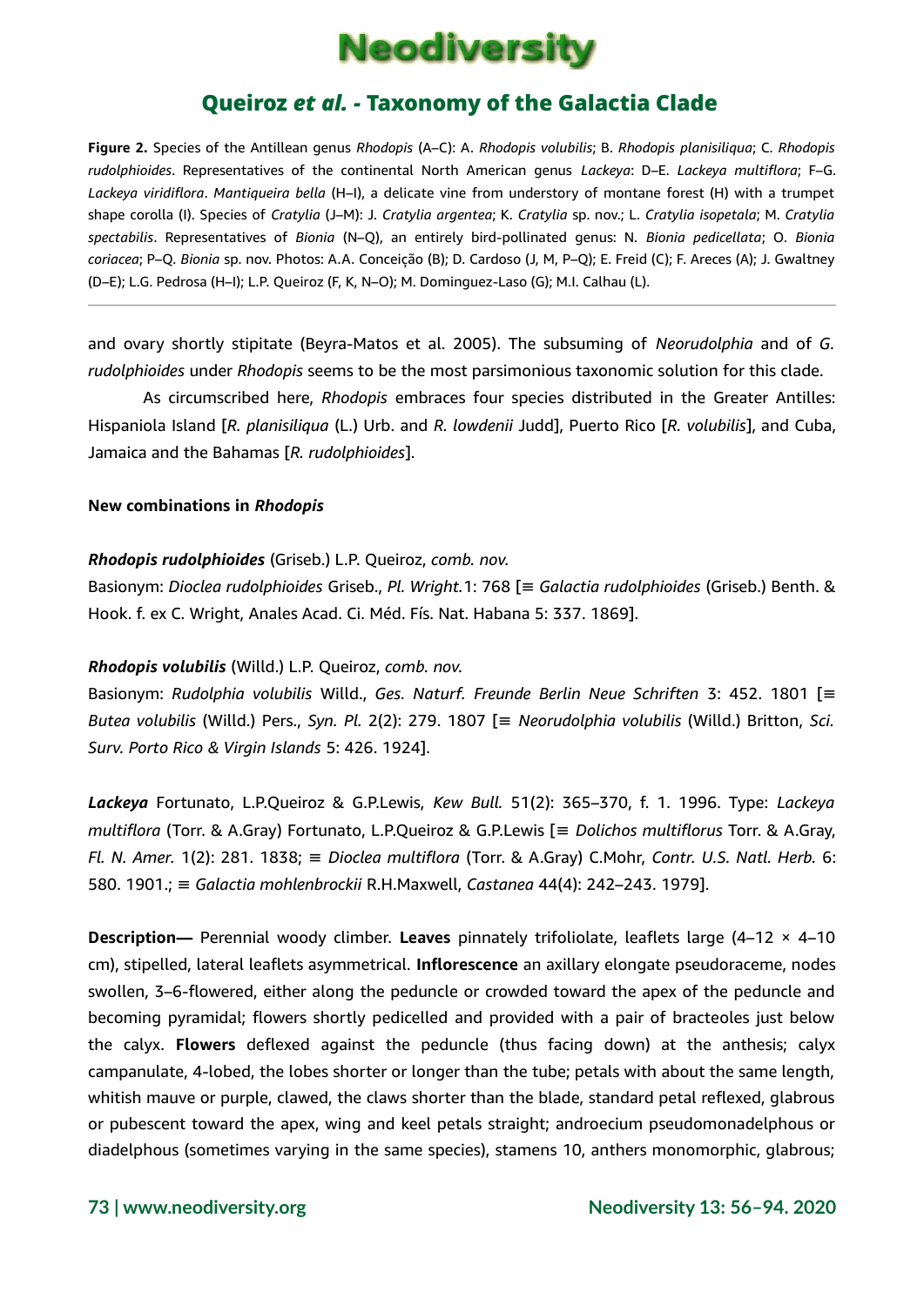**Figure 2.** Species of the Antillean genus *Rhodopis* (A–C): A. *Rhodopis volubilis*; B. *Rhodopis planisiliqua*; C. *Rhodopis rudolphioides*. Representatives of the continental North American genus *Lackeya*: D–E. *Lackeya multiflora*; F–G. *Lackeya viridiflora*. *Mantiqueira bella* (H–I), a delicate vine from understory of montane forest (H) with a trumpet shape corolla (I). Species of *Cratylia* (J–M): J. *Cratylia argentea*; K. *Cratylia* sp. nov.; L. *Cratylia isopetala*; M. *Cratylia spectabilis*. Representatives of *Bionia* (N–Q), an entirely bird-pollinated genus: N. *Bionia pedicellata*; O. *Bionia coriacea*; P–Q. *Bionia* sp. nov. Photos: A.A. Conceição (B); D. Cardoso (J, M, P–Q); E. Freid (C); F. Areces (A); J. Gwaltney (D–E); L.G. Pedrosa (H–I); L.P. Queiroz (F, K, N–O); M. Dominguez-Laso (G); M.I. Calhau (L).

---

and ovary shortly stipitate (Beyra-Matos et al. 2005). The subsuming of *Neorudolphia* and of *G. rudolphioides* under *Rhodopis* seems to be the most parsimonious taxonomic solution for this clade.

As circumscribed here, *Rhodopis* embraces four species distributed in the Greater Antilles: Hispaniola Island [*R. planisiliqua* (L.) Urb. and *R. lowdenii* Judd], Puerto Rico [*R. volubilis*], and Cuba, Jamaica and the Bahamas [*R. rudolphioides*].

**New combinations in *Rhodopis***

***Rhodopis rudolphioides*** (Griseb.) L.P. Queiroz, *comb. nov.*
Basionym: *Dioclea rudolphioides* Griseb., *Pl. Wright.*1: 768 [≡ *Galactia rudolphioides* (Griseb.) Benth. & Hook. f. ex C. Wright, Anales Acad. Ci. Méd. Fís. Nat. Habana 5: 337. 1869].

***Rhodopis volubilis*** (Willd.) L.P. Queiroz, *comb. nov.*
Basionym: *Rudolphia volubilis* Willd., *Ges. Naturf. Freunde Berlin Neue Schriften* 3: 452. 1801 [≡ *Butea volubilis* (Willd.) Pers., *Syn. Pl.* 2(2): 279. 1807 [≡ *Neorudolphia volubilis* (Willd.) Britton, *Sci. Surv. Porto Rico & Virgin Islands* 5: 426. 1924].

***Lackeya*** Fortunato, L.P.Queiroz & G.P.Lewis, *Kew Bull.* 51(2): 365–370, f. 1. 1996. Type: *Lackeya multiflora* (Torr. & A.Gray) Fortunato, L.P.Queiroz & G.P.Lewis [≡ *Dolichos multiflorus* Torr. & A.Gray, *Fl. N. Amer.* 1(2): 281. 1838; ≡ *Dioclea multiflora* (Torr. & A.Gray) C.Mohr, *Contr. U.S. Natl. Herb.* 6: 580. 1901.; ≡ *Galactia mohlenbrockii* R.H.Maxwell, *Castanea* 44(4): 242–243. 1979].

**Description—** Perennial woody climber. **Leaves** pinnately trifoliolate, leaflets large (4–12 × 4–10 cm), stipelled, lateral leaflets asymmetrical. **Inflorescence** an axillary elongate pseudoraceme, nodes swollen, 3–6-flowered, either along the peduncle or crowded toward the apex of the peduncle and becoming pyramidal; flowers shortly pedicelled and provided with a pair of bracteoles just below the calyx. **Flowers** deflexed against the peduncle (thus facing down) at the anthesis; calyx campanulate, 4-lobed, the lobes shorter or longer than the tube; petals with about the same length, whitish mauve or purple, clawed, the claws shorter than the blade, standard petal reflexed, glabrous or pubescent toward the apex, wing and keel petals straight; androecium pseudomonadelphous or diadelphous (sometimes varying in the same species), stamens 10, anthers monomorphic, glabrous;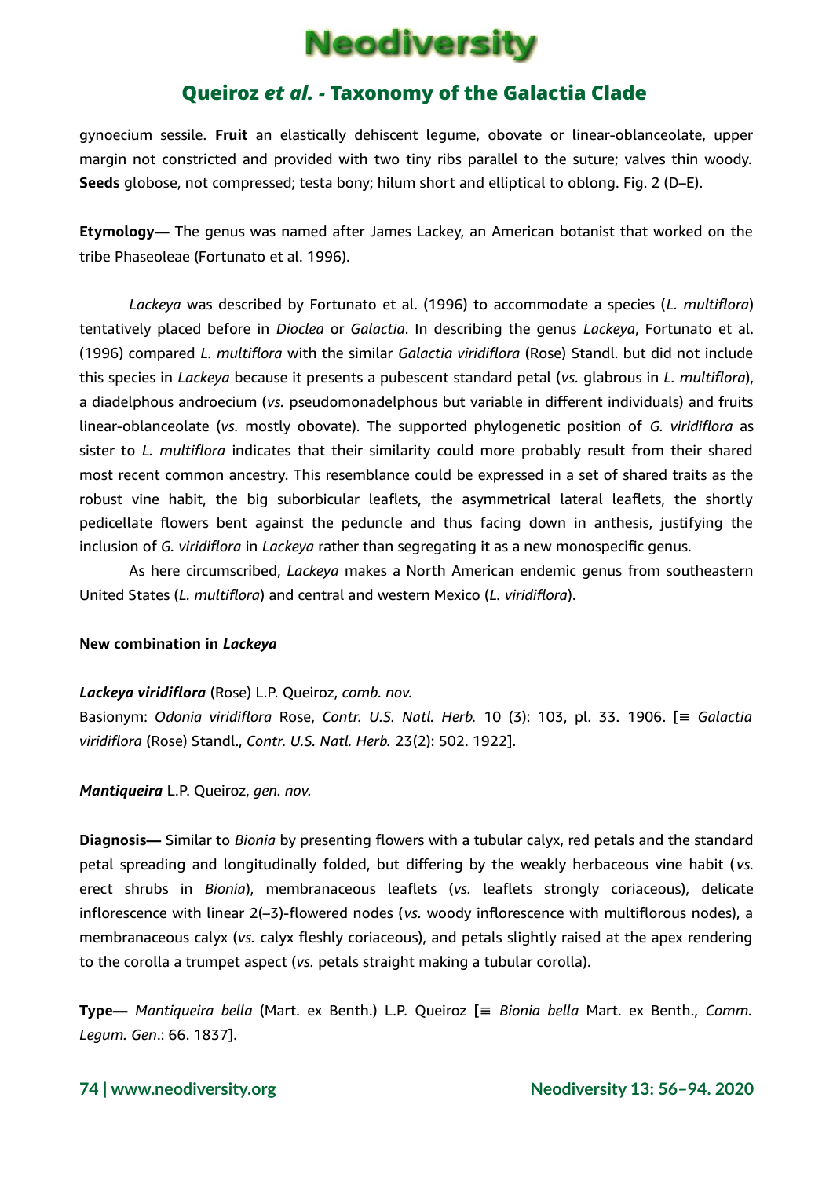gynoecium sessile. **Fruit** an elastically dehiscent legume, obovate or linear-oblanceolate, upper margin not constricted and provided with two tiny ribs parallel to the suture; valves thin woody. **Seeds** globose, not compressed; testa bony; hilum short and elliptical to oblong. Fig. 2 (D–E).

**Etymology—** The genus was named after James Lackey, an American botanist that worked on the tribe Phaseoleae (Fortunato et al. 1996).

*Lackeya* was described by Fortunato et al. (1996) to accommodate a species (*L. multiflora*) tentatively placed before in *Dioclea* or *Galactia*. In describing the genus *Lackeya*, Fortunato et al. (1996) compared *L. multiflora* with the similar *Galactia viridiflora* (Rose) Standl. but did not include this species in *Lackeya* because it presents a pubescent standard petal (*vs.* glabrous in *L. multiflora*), a diadelphous androecium (*vs.* pseudomonadelphous but variable in different individuals) and fruits linear-oblanceolate (*vs.* mostly obovate). The supported phylogenetic position of *G. viridiflora* as sister to *L. multiflora* indicates that their similarity could more probably result from their shared most recent common ancestry. This resemblance could be expressed in a set of shared traits as the robust vine habit, the big suborbicular leaflets, the asymmetrical lateral leaflets, the shortly pedicellate flowers bent against the peduncle and thus facing down in anthesis, justifying the inclusion of *G. viridiflora* in *Lackeya* rather than segregating it as a new monospecific genus.

As here circumscribed, *Lackeya* makes a North American endemic genus from southeastern United States (*L. multiflora*) and central and western Mexico (*L. viridiflora*).

**New combination in *Lackeya***

***Lackeya viridiflora*** (Rose) L.P. Queiroz, *comb. nov.*
Basionym: *Odonia viridiflora* Rose, *Contr. U.S. Natl. Herb.* 10 (3): 103, pl. 33. 1906. [≡ *Galactia viridiflora* (Rose) Standl., *Contr. U.S. Natl. Herb.* 23(2): 502. 1922].

***Mantiqueira*** L.P. Queiroz, *gen. nov.*

**Diagnosis—** Similar to *Bionia* by presenting flowers with a tubular calyx, red petals and the standard petal spreading and longitudinally folded, but differing by the weakly herbaceous vine habit (*vs.* erect shrubs in *Bionia*), membranaceous leaflets (*vs.* leaflets strongly coriaceous), delicate inflorescence with linear 2(–3)-flowered nodes (*vs.* woody inflorescence with multiflorous nodes), a membranaceous calyx (*vs.* calyx fleshly coriaceous), and petals slightly raised at the apex rendering to the corolla a trumpet aspect (*vs.* petals straight making a tubular corolla).

**Type—** *Mantiqueira bella* (Mart. ex Benth.) L.P. Queiroz [≡ *Bionia bella* Mart. ex Benth., *Comm. Legum. Gen.*: 66. 1837].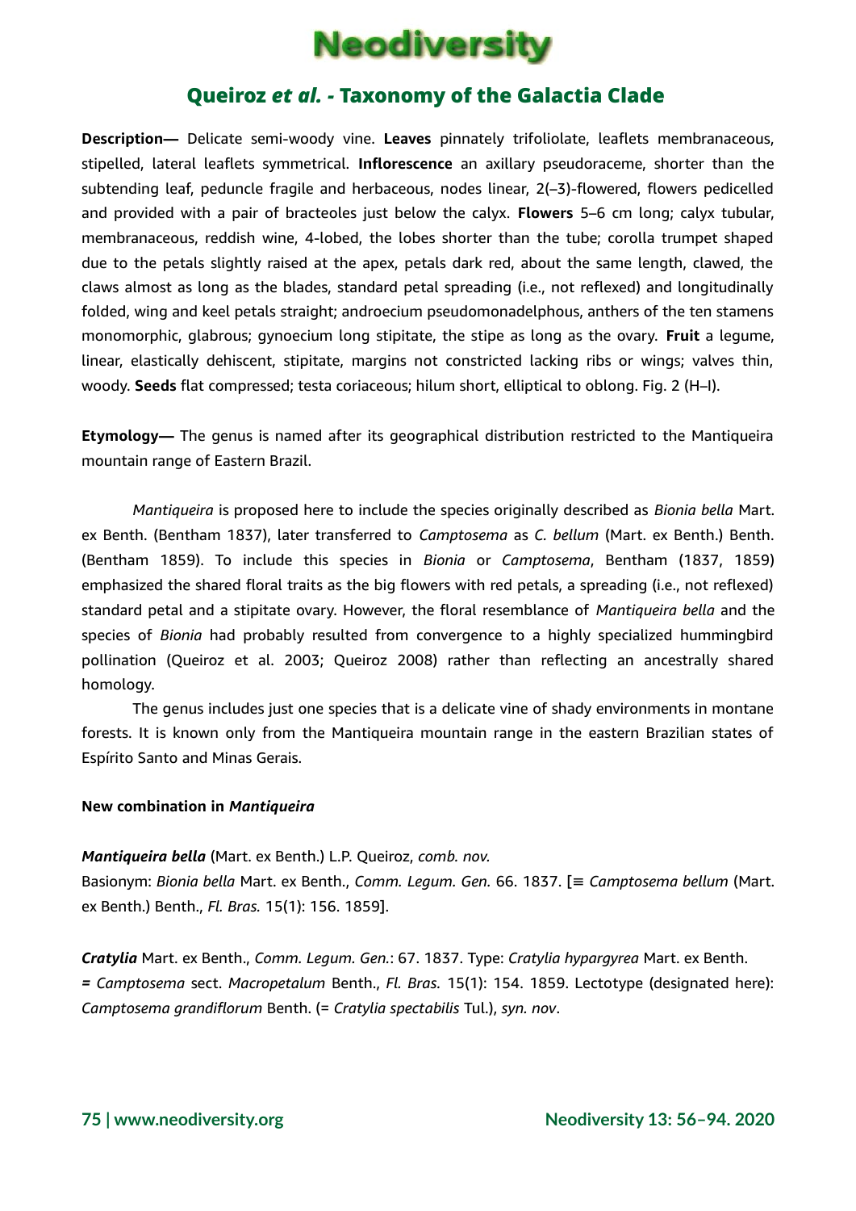**Description—** Delicate semi-woody vine. **Leaves** pinnately trifoliolate, leaflets membranaceous, stipelled, lateral leaflets symmetrical. **Inflorescence** an axillary pseudoraceme, shorter than the subtending leaf, peduncle fragile and herbaceous, nodes linear, 2(–3)-flowered, flowers pedicelled and provided with a pair of bracteoles just below the calyx. **Flowers** 5–6 cm long; calyx tubular, membranaceous, reddish wine, 4-lobed, the lobes shorter than the tube; corolla trumpet shaped due to the petals slightly raised at the apex, petals dark red, about the same length, clawed, the claws almost as long as the blades, standard petal spreading (i.e., not reflexed) and longitudinally folded, wing and keel petals straight; androecium pseudomonadelphous, anthers of the ten stamens monomorphic, glabrous; gynoecium long stipitate, the stipe as long as the ovary. **Fruit** a legume, linear, elastically dehiscent, stipitate, margins not constricted lacking ribs or wings; valves thin, woody. **Seeds** flat compressed; testa coriaceous; hilum short, elliptical to oblong. Fig. 2 (H–I).

**Etymology—** The genus is named after its geographical distribution restricted to the Mantiqueira mountain range of Eastern Brazil.

*Mantiqueira* is proposed here to include the species originally described as *Bionia bella* Mart. ex Benth. (Bentham 1837), later transferred to *Camptosema* as *C. bellum* (Mart. ex Benth.) Benth. (Bentham 1859). To include this species in *Bionia* or *Camptosema*, Bentham (1837, 1859) emphasized the shared floral traits as the big flowers with red petals, a spreading (i.e., not reflexed) standard petal and a stipitate ovary. However, the floral resemblance of *Mantiqueira bella* and the species of *Bionia* had probably resulted from convergence to a highly specialized hummingbird pollination (Queiroz et al. 2003; Queiroz 2008) rather than reflecting an ancestrally shared homology.

The genus includes just one species that is a delicate vine of shady environments in montane forests. It is known only from the Mantiqueira mountain range in the eastern Brazilian states of Espírito Santo and Minas Gerais.

**New combination in *Mantiqueira***

***Mantiqueira bella*** (Mart. ex Benth.) L.P. Queiroz, *comb. nov.*
Basionym: *Bionia bella* Mart. ex Benth., *Comm. Legum. Gen.* 66. 1837. [≡ *Camptosema bellum* (Mart. ex Benth.) Benth., *Fl. Bras.* 15(1): 156. 1859].

***Cratylia*** Mart. ex Benth., *Comm. Legum. Gen.*: 67. 1837. Type: *Cratylia hypargyrea* Mart. ex Benth.
= *Camptosema* sect. *Macropetalum* Benth., *Fl. Bras.* 15(1): 154. 1859. Lectotype (designated here): *Camptosema grandiflorum* Benth. (= *Cratylia spectabilis* Tul.), *syn. nov*.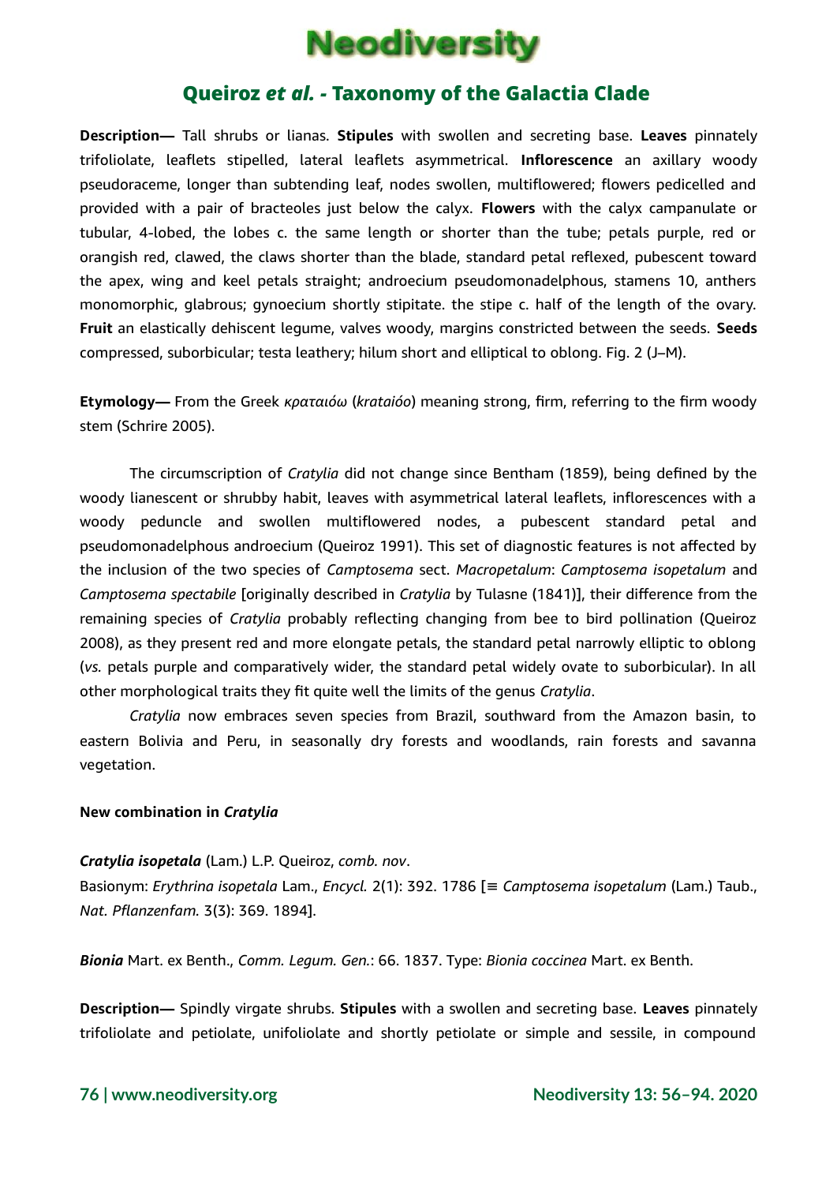**Description—** Tall shrubs or lianas. **Stipules** with swollen and secreting base. **Leaves** pinnately trifoliolate, leaflets stipelled, lateral leaflets asymmetrical. **Inflorescence** an axillary woody pseudoraceme, longer than subtending leaf, nodes swollen, multiflowered; flowers pedicelled and provided with a pair of bracteoles just below the calyx. **Flowers** with the calyx campanulate or tubular, 4-lobed, the lobes c. the same length or shorter than the tube; petals purple, red or orangish red, clawed, the claws shorter than the blade, standard petal reflexed, pubescent toward the apex, wing and keel petals straight; androecium pseudomonadelphous, stamens 10, anthers monomorphic, glabrous; gynoecium shortly stipitate. the stipe c. half of the length of the ovary. **Fruit** an elastically dehiscent legume, valves woody, margins constricted between the seeds. **Seeds** compressed, suborbicular; testa leathery; hilum short and elliptical to oblong. Fig. 2 (J–M).

**Etymology—** From the Greek *κραταιόω* (*krataióo*) meaning strong, firm, referring to the firm woody stem (Schrire 2005).

The circumscription of *Cratylia* did not change since Bentham (1859), being defined by the woody lianescent or shrubby habit, leaves with asymmetrical lateral leaflets, inflorescences with a woody peduncle and swollen multiflowered nodes, a pubescent standard petal and pseudomonadelphous androecium (Queiroz 1991). This set of diagnostic features is not affected by the inclusion of the two species of *Camptosema* sect. *Macropetalum*: *Camptosema isopetalum* and *Camptosema spectabile* [originally described in *Cratylia* by Tulasne (1841)], their difference from the remaining species of *Cratylia* probably reflecting changing from bee to bird pollination (Queiroz 2008), as they present red and more elongate petals, the standard petal narrowly elliptic to oblong (*vs.* petals purple and comparatively wider, the standard petal widely ovate to suborbicular). In all other morphological traits they fit quite well the limits of the genus *Cratylia*.

*Cratylia* now embraces seven species from Brazil, southward from the Amazon basin, to eastern Bolivia and Peru, in seasonally dry forests and woodlands, rain forests and savanna vegetation.

**New combination in *Cratylia***

***Cratylia isopetala*** (Lam.) L.P. Queiroz, *comb. nov*.
Basionym: *Erythrina isopetala* Lam., *Encycl.* 2(1): 392. 1786 [≡ *Camptosema isopetalum* (Lam.) Taub., *Nat. Pflanzenfam.* 3(3): 369. 1894].

***Bionia*** Mart. ex Benth., *Comm. Legum. Gen.*: 66. 1837. Type: *Bionia coccinea* Mart. ex Benth.

**Description—** Spindly virgate shrubs. **Stipules** with a swollen and secreting base. **Leaves** pinnately trifoliolate and petiolate, unifoliolate and shortly petiolate or simple and sessile, in compound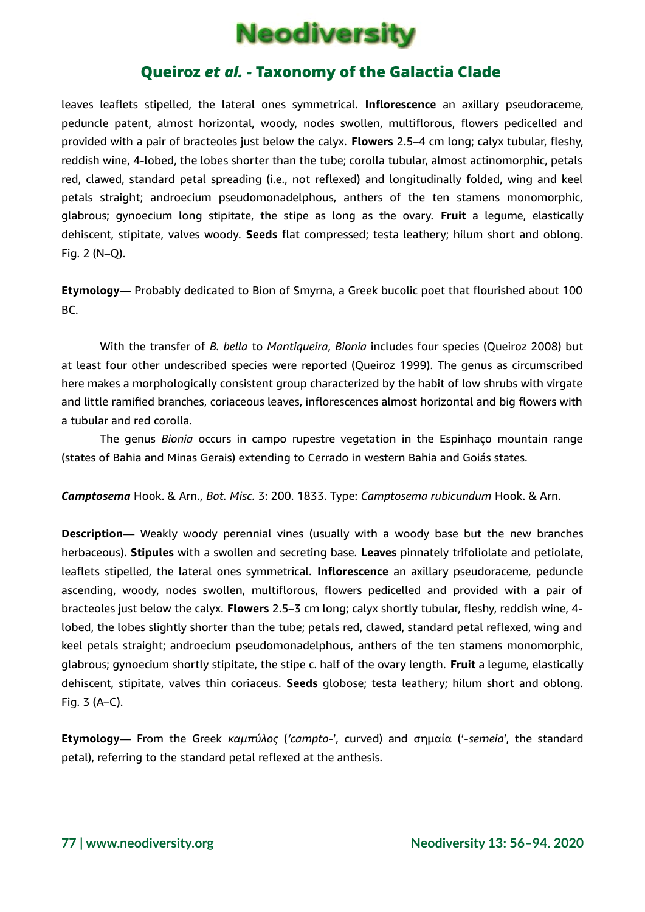leaves leaflets stipelled, the lateral ones symmetrical. **Inflorescence** an axillary pseudoraceme, peduncle patent, almost horizontal, woody, nodes swollen, multiflorous, flowers pedicelled and provided with a pair of bracteoles just below the calyx. **Flowers** 2.5–4 cm long; calyx tubular, fleshy, reddish wine, 4-lobed, the lobes shorter than the tube; corolla tubular, almost actinomorphic, petals red, clawed, standard petal spreading (i.e., not reflexed) and longitudinally folded, wing and keel petals straight; androecium pseudomonadelphous, anthers of the ten stamens monomorphic, glabrous; gynoecium long stipitate, the stipe as long as the ovary. **Fruit** a legume, elastically dehiscent, stipitate, valves woody. **Seeds** flat compressed; testa leathery; hilum short and oblong. Fig. 2 (N–Q).

**Etymology—** Probably dedicated to Bion of Smyrna, a Greek bucolic poet that flourished about 100 BC.

With the transfer of *B. bella* to *Mantiqueira*, *Bionia* includes four species (Queiroz 2008) but at least four other undescribed species were reported (Queiroz 1999). The genus as circumscribed here makes a morphologically consistent group characterized by the habit of low shrubs with virgate and little ramified branches, coriaceous leaves, inflorescences almost horizontal and big flowers with a tubular and red corolla.

The genus *Bionia* occurs in campo rupestre vegetation in the Espinhaço mountain range (states of Bahia and Minas Gerais) extending to Cerrado in western Bahia and Goiás states.

***Camptosema*** Hook. & Arn., *Bot. Misc.* 3: 200. 1833. Type: *Camptosema rubicundum* Hook. & Arn.

**Description—** Weakly woody perennial vines (usually with a woody base but the new branches herbaceous). **Stipules** with a swollen and secreting base. **Leaves** pinnately trifoliolate and petiolate, leaflets stipelled, the lateral ones symmetrical. **Inflorescence** an axillary pseudoraceme, peduncle ascending, woody, nodes swollen, multiflorous, flowers pedicelled and provided with a pair of bracteoles just below the calyx. **Flowers** 2.5–3 cm long; calyx shortly tubular, fleshy, reddish wine, 4-lobed, the lobes slightly shorter than the tube; petals red, clawed, standard petal reflexed, wing and keel petals straight; androecium pseudomonadelphous, anthers of the ten stamens monomorphic, glabrous; gynoecium shortly stipitate, the stipe c. half of the ovary length. **Fruit** a legume, elastically dehiscent, stipitate, valves thin coriaceus. **Seeds** globose; testa leathery; hilum short and oblong. Fig. 3 (A–C).

**Etymology—** From the Greek *καμπύλος* (*'campto-'*, curved) and σημαία (*'-semeia'*, the standard petal), referring to the standard petal reflexed at the anthesis.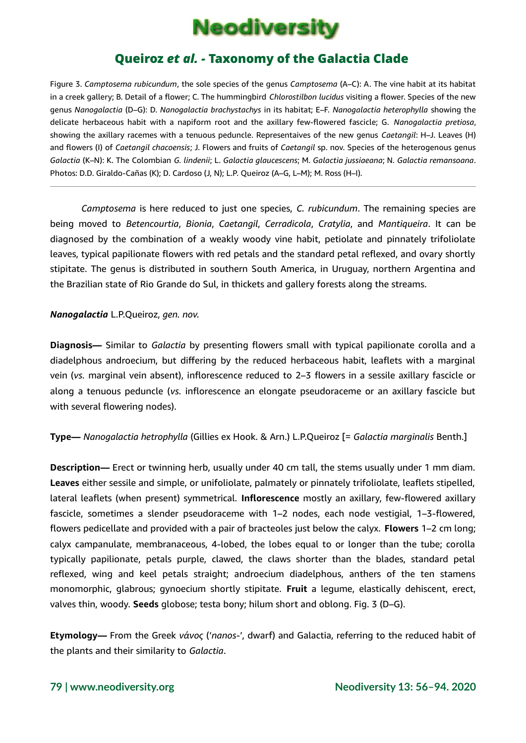Figure 3. *Camptosema rubicundum*, the sole species of the genus *Camptosema* (A–C): A. The vine habit at its habitat in a creek gallery; B. Detail of a flower; C. The hummingbird *Chlorostilbon lucidus* visiting a flower. Species of the new genus *Nanogalactia* (D–G): D. *Nanogalactia brachystachys* in its habitat; E–F. *Nanogalactia heterophylla* showing the delicate herbaceous habit with a napiform root and the axillary few-flowered fascicle; G. *Nanogalactia pretiosa*, showing the axillary racemes with a tenuous peduncle. Representaives of the new genus *Caetangil*: H–J. Leaves (H) and flowers (I) of *Caetangil chacoensis*; J. Flowers and fruits of *Caetangil* sp. nov. Species of the heterogenous genus *Galactia* (K–N): K. The Colombian *G. lindenii*; L. *Galactia glaucescens*; M. *Galactia jussiaeana*; N. *Galactia remansoana*. Photos: D.D. Giraldo-Cañas (K); D. Cardoso (J, N); L.P. Queiroz (A–G, L–M); M. Ross (H–I).

---

*Camptosema* is here reduced to just one species, *C. rubicundum*. The remaining species are being moved to *Betencourtia*, *Bionia*, *Caetangil*, *Cerradicola*, *Cratylia*, and *Mantiqueira*. It can be diagnosed by the combination of a weakly woody vine habit, petiolate and pinnately trifoliolate leaves, typical papilionate flowers with red petals and the standard petal reflexed, and ovary shortly stipitate. The genus is distributed in southern South America, in Uruguay, northern Argentina and the Brazilian state of Rio Grande do Sul, in thickets and gallery forests along the streams.

***Nanogalactia*** L.P.Queiroz, *gen. nov.*

**Diagnosis—** Similar to *Galactia* by presenting flowers small with typical papilionate corolla and a diadelphous androecium, but differing by the reduced herbaceous habit, leaflets with a marginal vein (*vs.* marginal vein absent), inflorescence reduced to 2–3 flowers in a sessile axillary fascicle or along a tenuous peduncle (*vs.* inflorescence an elongate pseudoraceme or an axillary fascicle but with several flowering nodes).

**Type—** *Nanogalactia hetrophylla* (Gillies ex Hook. & Arn.) L.P.Queiroz [= *Galactia marginalis* Benth.]

**Description—** Erect or twinning herb, usually under 40 cm tall, the stems usually under 1 mm diam. **Leaves** either sessile and simple, or unifoliolate, palmately or pinnately trifoliolate, leaflets stipelled, lateral leaflets (when present) symmetrical. **Inflorescence** mostly an axillary, few-flowered axillary fascicle, sometimes a slender pseudoraceme with 1–2 nodes, each node vestigial, 1–3-flowered, flowers pedicellate and provided with a pair of bracteoles just below the calyx. **Flowers** 1–2 cm long; calyx campanulate, membranaceous, 4-lobed, the lobes equal to or longer than the tube; corolla typically papilionate, petals purple, clawed, the claws shorter than the blades, standard petal reflexed, wing and keel petals straight; androecium diadelphous, anthers of the ten stamens monomorphic, glabrous; gynoecium shortly stipitate. **Fruit** a legume, elastically dehiscent, erect, valves thin, woody. **Seeds** globose; testa bony; hilum short and oblong. Fig. 3 (D–G).

**Etymology—** From the Greek *νάνος* ('*nanos*-', dwarf) and Galactia, referring to the reduced habit of the plants and their similarity to *Galactia*.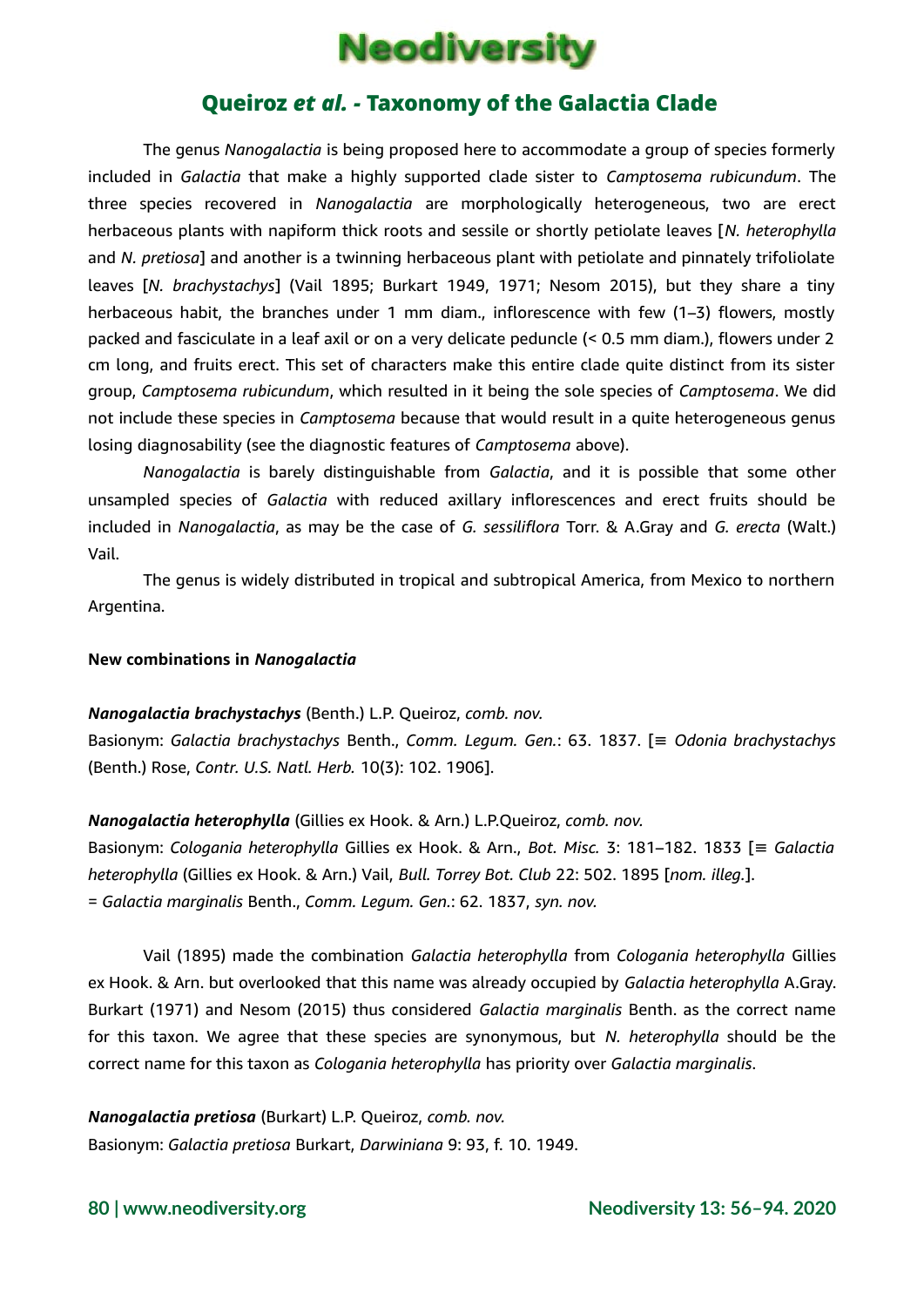The genus *Nanogalactia* is being proposed here to accommodate a group of species formerly included in *Galactia* that make a highly supported clade sister to *Camptosema rubicundum*. The three species recovered in *Nanogalactia* are morphologically heterogeneous, two are erect herbaceous plants with napiform thick roots and sessile or shortly petiolate leaves [*N. heterophylla* and *N. pretiosa*] and another is a twinning herbaceous plant with petiolate and pinnately trifoliolate leaves [*N. brachystachys*] (Vail 1895; Burkart 1949, 1971; Nesom 2015), but they share a tiny herbaceous habit, the branches under 1 mm diam., inflorescence with few (1–3) flowers, mostly packed and fasciculate in a leaf axil or on a very delicate peduncle (< 0.5 mm diam.), flowers under 2 cm long, and fruits erect. This set of characters make this entire clade quite distinct from its sister group, *Camptosema rubicundum*, which resulted in it being the sole species of *Camptosema*. We did not include these species in *Camptosema* because that would result in a quite heterogeneous genus losing diagnosability (see the diagnostic features of *Camptosema* above).

*Nanogalactia* is barely distinguishable from *Galactia*, and it is possible that some other unsampled species of *Galactia* with reduced axillary inflorescences and erect fruits should be included in *Nanogalactia*, as may be the case of *G. sessiliflora* Torr. & A.Gray and *G. erecta* (Walt.) Vail.

The genus is widely distributed in tropical and subtropical America, from Mexico to northern Argentina.

**New combinations in *Nanogalactia***

***Nanogalactia brachystachys*** (Benth.) L.P. Queiroz, *comb. nov.*
Basionym: *Galactia brachystachys* Benth., *Comm. Legum. Gen.*: 63. 1837. [≡ *Odonia brachystachys* (Benth.) Rose, *Contr. U.S. Natl. Herb.* 10(3): 102. 1906].

***Nanogalactia heterophylla*** (Gillies ex Hook. & Arn.) L.P.Queiroz, *comb. nov.*
Basionym: *Cologania heterophylla* Gillies ex Hook. & Arn., *Bot. Misc.* 3: 181–182. 1833 [≡ *Galactia heterophylla* (Gillies ex Hook. & Arn.) Vail, *Bull. Torrey Bot. Club* 22: 502. 1895 [*nom. illeg.*].
= *Galactia marginalis* Benth., *Comm. Legum. Gen.*: 62. 1837, *syn. nov.*

Vail (1895) made the combination *Galactia heterophylla* from *Cologania heterophylla* Gillies ex Hook. & Arn. but overlooked that this name was already occupied by *Galactia heterophylla* A.Gray. Burkart (1971) and Nesom (2015) thus considered *Galactia marginalis* Benth. as the correct name for this taxon. We agree that these species are synonymous, but *N. heterophylla* should be the correct name for this taxon as *Cologania heterophylla* has priority over *Galactia marginalis*.

***Nanogalactia pretiosa*** (Burkart) L.P. Queiroz, *comb. nov.*
Basionym: *Galactia pretiosa* Burkart, *Darwiniana* 9: 93, f. 10. 1949.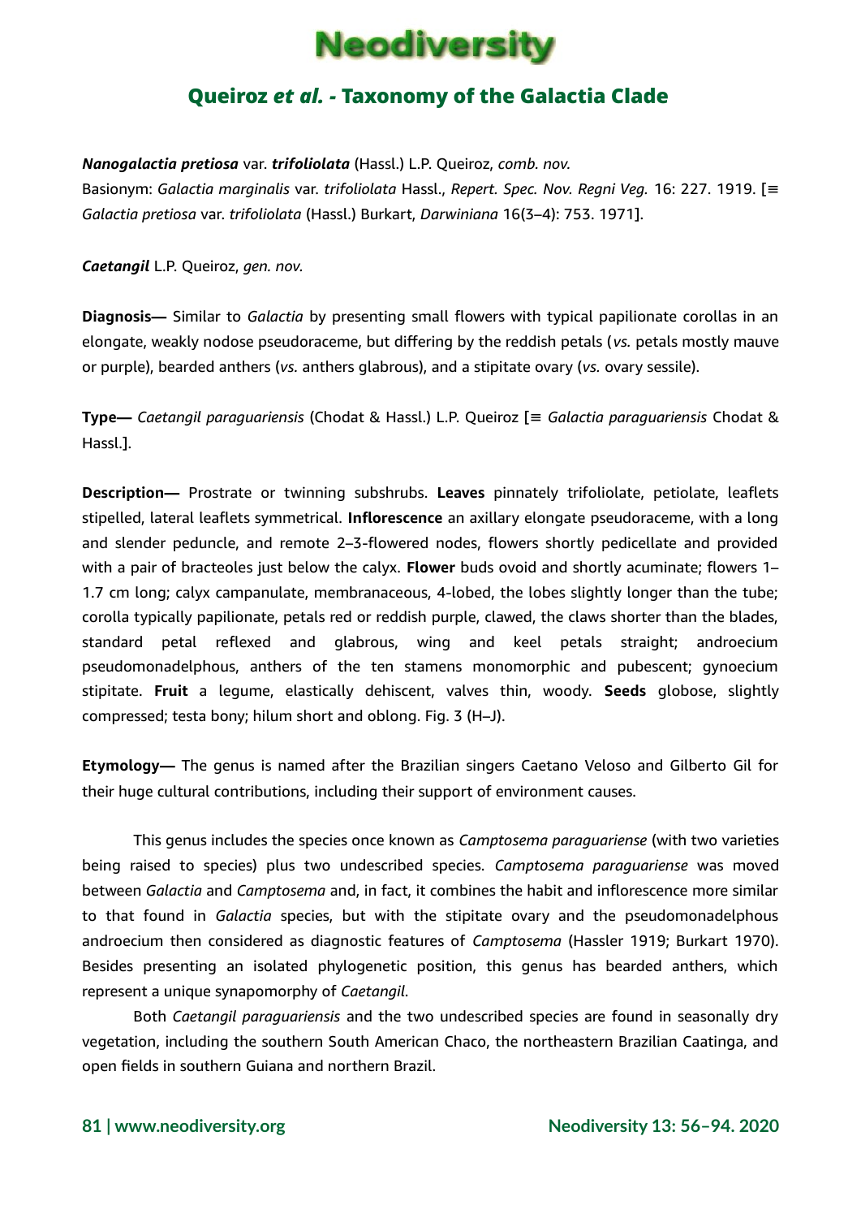***Nanogalactia pretiosa*** var. ***trifoliolata*** (Hassl.) L.P. Queiroz, *comb. nov.*
Basionym: *Galactia marginalis* var. *trifoliolata* Hassl., *Repert. Spec. Nov. Regni Veg.* 16: 227. 1919. [≡ *Galactia pretiosa* var. *trifoliolata* (Hassl.) Burkart, *Darwiniana* 16(3–4): 753. 1971].

***Caetangil*** L.P. Queiroz, *gen. nov.*

**Diagnosis—** Similar to *Galactia* by presenting small flowers with typical papilionate corollas in an elongate, weakly nodose pseudoraceme, but differing by the reddish petals (*vs.* petals mostly mauve or purple), bearded anthers (*vs.* anthers glabrous), and a stipitate ovary (*vs.* ovary sessile).

**Type—** *Caetangil paraguariensis* (Chodat & Hassl.) L.P. Queiroz [≡ *Galactia paraguariensis* Chodat & Hassl.].

**Description—** Prostrate or twinning subshrubs. **Leaves** pinnately trifoliolate, petiolate, leaflets stipelled, lateral leaflets symmetrical. **Inflorescence** an axillary elongate pseudoraceme, with a long and slender peduncle, and remote 2–3-flowered nodes, flowers shortly pedicellate and provided with a pair of bracteoles just below the calyx. **Flower** buds ovoid and shortly acuminate; flowers 1–1.7 cm long; calyx campanulate, membranaceous, 4-lobed, the lobes slightly longer than the tube; corolla typically papilionate, petals red or reddish purple, clawed, the claws shorter than the blades, standard petal reflexed and glabrous, wing and keel petals straight; androecium pseudomonadelphous, anthers of the ten stamens monomorphic and pubescent; gynoecium stipitate. **Fruit** a legume, elastically dehiscent, valves thin, woody. **Seeds** globose, slightly compressed; testa bony; hilum short and oblong. Fig. 3 (H–J).

**Etymology—** The genus is named after the Brazilian singers Caetano Veloso and Gilberto Gil for their huge cultural contributions, including their support of environment causes.

This genus includes the species once known as *Camptosema paraguariense* (with two varieties being raised to species) plus two undescribed species. *Camptosema paraguariense* was moved between *Galactia* and *Camptosema* and, in fact, it combines the habit and inflorescence more similar to that found in *Galactia* species, but with the stipitate ovary and the pseudomonadelphous androecium then considered as diagnostic features of *Camptosema* (Hassler 1919; Burkart 1970). Besides presenting an isolated phylogenetic position, this genus has bearded anthers, which represent a unique synapomorphy of *Caetangil*.

Both *Caetangil paraguariensis* and the two undescribed species are found in seasonally dry vegetation, including the southern South American Chaco, the northeastern Brazilian Caatinga, and open fields in southern Guiana and northern Brazil.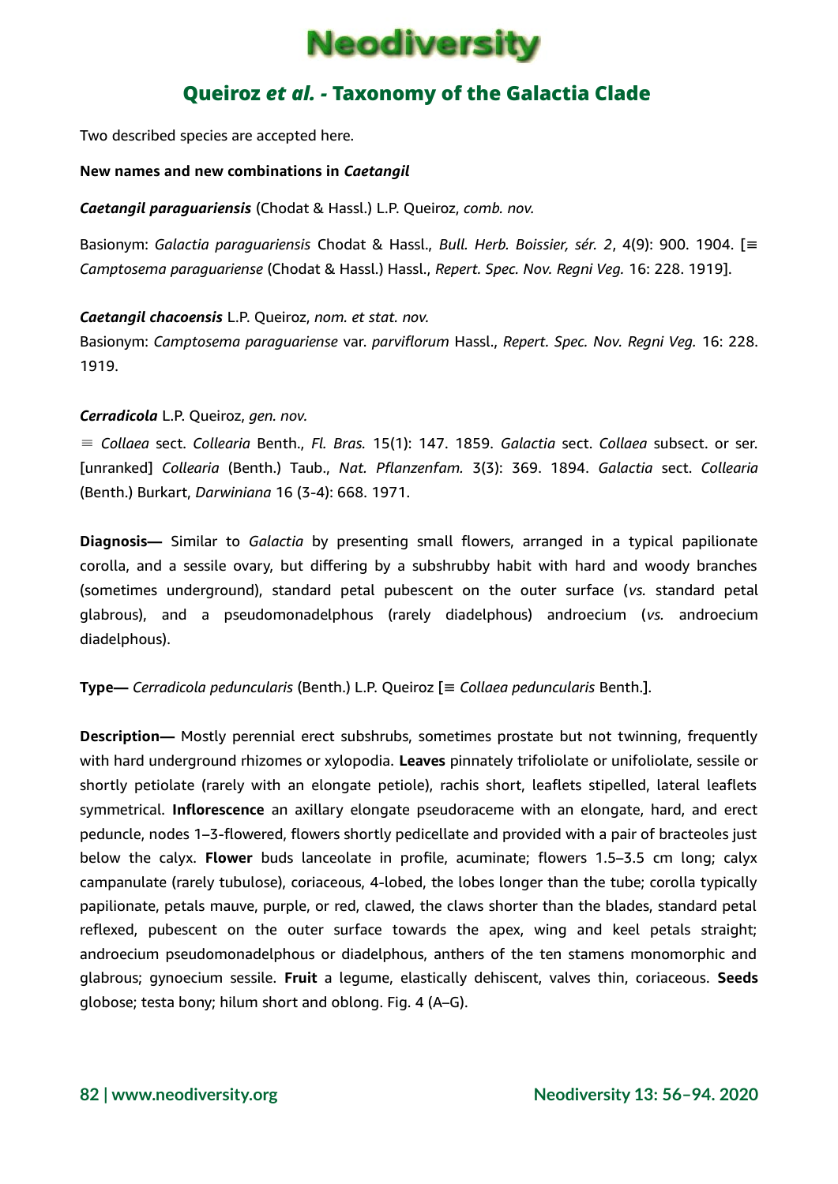Two described species are accepted here.

**New names and new combinations in *Caetangil***

***Caetangil paraguariensis*** (Chodat & Hassl.) L.P. Queiroz, *comb. nov.*

Basionym: *Galactia paraguariensis* Chodat & Hassl., *Bull. Herb. Boissier, sér. 2*, 4(9): 900. 1904. [≡ *Camptosema paraguariense* (Chodat & Hassl.) Hassl., *Repert. Spec. Nov. Regni Veg.* 16: 228. 1919].

***Caetangil chacoensis*** L.P. Queiroz, *nom. et stat. nov.*
Basionym: *Camptosema paraguariense* var. *parviflorum* Hassl., *Repert. Spec. Nov. Regni Veg.* 16: 228. 1919.

***Cerradicola*** L.P. Queiroz, *gen. nov.*

≡ *Collaea* sect. *Collearia* Benth., *Fl. Bras.* 15(1): 147. 1859. *Galactia* sect. *Collaea* subsect. or ser. [unranked] *Collearia* (Benth.) Taub., *Nat. Pflanzenfam.* 3(3): 369. 1894. *Galactia* sect. *Collearia* (Benth.) Burkart, *Darwiniana* 16 (3-4): 668. 1971.

**Diagnosis—** Similar to *Galactia* by presenting small flowers, arranged in a typical papilionate corolla, and a sessile ovary, but differing by a subshrubby habit with hard and woody branches (sometimes underground), standard petal pubescent on the outer surface (*vs.* standard petal glabrous), and a pseudomonadelphous (rarely diadelphous) androecium (*vs.* androecium diadelphous).

**Type—** *Cerradicola peduncularis* (Benth.) L.P. Queiroz [≡ *Collaea peduncularis* Benth.].

**Description—** Mostly perennial erect subshrubs, sometimes prostate but not twinning, frequently with hard underground rhizomes or xylopodia. **Leaves** pinnately trifoliolate or unifoliolate, sessile or shortly petiolate (rarely with an elongate petiole), rachis short, leaflets stipelled, lateral leaflets symmetrical. **Inflorescence** an axillary elongate pseudoraceme with an elongate, hard, and erect peduncle, nodes 1–3-flowered, flowers shortly pedicellate and provided with a pair of bracteoles just below the calyx. **Flower** buds lanceolate in profile, acuminate; flowers 1.5–3.5 cm long; calyx campanulate (rarely tubulose), coriaceous, 4-lobed, the lobes longer than the tube; corolla typically papilionate, petals mauve, purple, or red, clawed, the claws shorter than the blades, standard petal reflexed, pubescent on the outer surface towards the apex, wing and keel petals straight; androecium pseudomonadelphous or diadelphous, anthers of the ten stamens monomorphic and glabrous; gynoecium sessile. **Fruit** a legume, elastically dehiscent, valves thin, coriaceous. **Seeds** globose; testa bony; hilum short and oblong. Fig. 4 (A–G).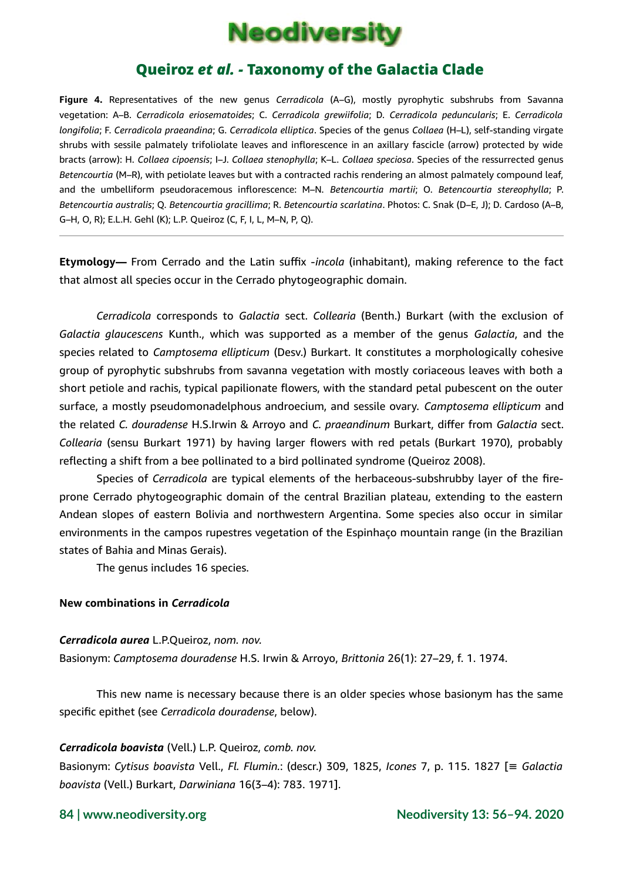**Figure 4.** Representatives of the new genus *Cerradicola* (A–G), mostly pyrophytic subshrubs from Savanna vegetation: A–B. *Cerradicola eriosematoides*; C. *Cerradicola grewiifolia*; D. *Cerradicola peduncularis*; E. *Cerradicola longifolia*; F. *Cerradicola praeandina*; G. *Cerradicola elliptica*. Species of the genus *Collaea* (H–L), self-standing virgate shrubs with sessile palmately trifoliolate leaves and inflorescence in an axillary fascicle (arrow) protected by wide bracts (arrow): H. *Collaea cipoensis*; I–J. *Collaea stenophylla*; K–L. *Collaea speciosa*. Species of the ressurrected genus *Betencourtia* (M–R), with petiolate leaves but with a contracted rachis rendering an almost palmately compound leaf, and the umbelliform pseudoracemous inflorescence: M–N. *Betencourtia martii*; O. *Betencourtia stereophylla*; P. *Betencourtia australis*; Q. *Betencourtia gracillima*; R. *Betencourtia scarlatina*. Photos: C. Snak (D–E, J); D. Cardoso (A–B, G–H, O, R); E.L.H. Gehl (K); L.P. Queiroz (C, F, I, L, M–N, P, Q).

**Etymology—** From Cerrado and the Latin suffix -*incola* (inhabitant), making reference to the fact that almost all species occur in the Cerrado phytogeographic domain.

*Cerradicola* corresponds to *Galactia* sect. *Collearia* (Benth.) Burkart (with the exclusion of *Galactia glaucescens* Kunth., which was supported as a member of the genus *Galactia*, and the species related to *Camptosema ellipticum* (Desv.) Burkart. It constitutes a morphologically cohesive group of pyrophytic subshrubs from savanna vegetation with mostly coriaceous leaves with both a short petiole and rachis, typical papilionate flowers, with the standard petal pubescent on the outer surface, a mostly pseudomonadelphous androecium, and sessile ovary. *Camptosema ellipticum* and the related *C. douradense* H.S.Irwin & Arroyo and *C. praeandinum* Burkart, differ from *Galactia* sect. *Collearia* (sensu Burkart 1971) by having larger flowers with red petals (Burkart 1970), probably reflecting a shift from a bee pollinated to a bird pollinated syndrome (Queiroz 2008).

Species of *Cerradicola* are typical elements of the herbaceous-subshrubby layer of the fire-prone Cerrado phytogeographic domain of the central Brazilian plateau, extending to the eastern Andean slopes of eastern Bolivia and northwestern Argentina. Some species also occur in similar environments in the campos rupestres vegetation of the Espinhaço mountain range (in the Brazilian states of Bahia and Minas Gerais).

The genus includes 16 species.

**New combinations in *Cerradicola***

***Cerradicola aurea*** L.P.Queiroz, *nom. nov.*
Basionym: *Camptosema douradense* H.S. Irwin & Arroyo, *Brittonia* 26(1): 27–29, f. 1. 1974.

This new name is necessary because there is an older species whose basionym has the same specific epithet (see *Cerradicola douradense*, below).

***Cerradicola boavista*** (Vell.) L.P. Queiroz, *comb. nov.*
Basionym: *Cytisus boavista* Vell., *Fl. Flumin.*: (descr.) 309, 1825, *Icones* 7, p. 115. 1827 [≡ *Galactia boavista* (Vell.) Burkart, *Darwiniana* 16(3–4): 783. 1971].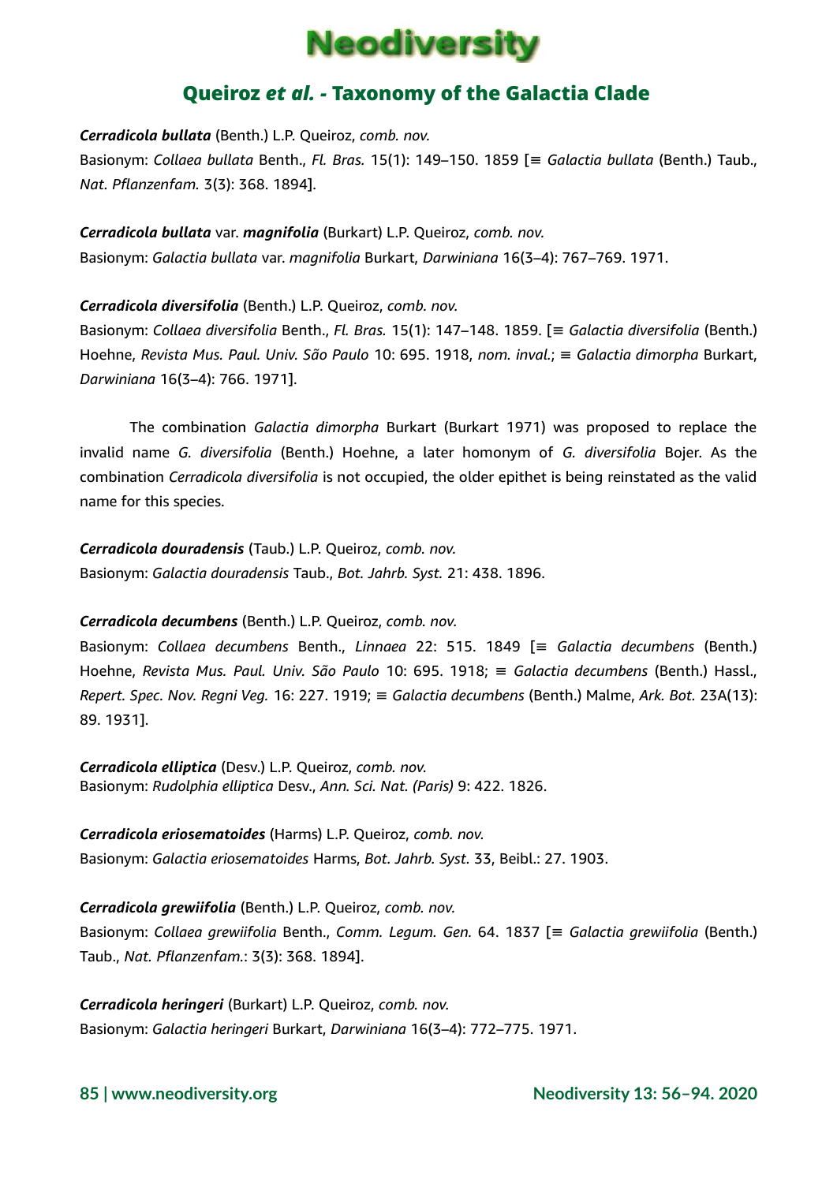***Cerradicola bullata*** (Benth.) L.P. Queiroz, *comb. nov.*
Basionym: *Collaea bullata* Benth., *Fl. Bras.* 15(1): 149–150. 1859 [≡ *Galactia bullata* (Benth.) Taub., *Nat. Pflanzenfam.* 3(3): 368. 1894].

***Cerradicola bullata*** var. ***magnifolia*** (Burkart) L.P. Queiroz, *comb. nov.*
Basionym: *Galactia bullata* var. *magnifolia* Burkart, *Darwiniana* 16(3–4): 767–769. 1971.

***Cerradicola diversifolia*** (Benth.) L.P. Queiroz, *comb. nov.*
Basionym: *Collaea diversifolia* Benth., *Fl. Bras.* 15(1): 147–148. 1859. [≡ *Galactia diversifolia* (Benth.) Hoehne, *Revista Mus. Paul. Univ. São Paulo* 10: 695. 1918, *nom. inval.*; ≡ *Galactia dimorpha* Burkart, *Darwiniana* 16(3–4): 766. 1971].

The combination *Galactia dimorpha* Burkart (Burkart 1971) was proposed to replace the invalid name *G. diversifolia* (Benth.) Hoehne, a later homonym of *G. diversifolia* Bojer. As the combination *Cerradicola diversifolia* is not occupied, the older epithet is being reinstated as the valid name for this species.

***Cerradicola douradensis*** (Taub.) L.P. Queiroz, *comb. nov.*
Basionym: *Galactia douradensis* Taub., *Bot. Jahrb. Syst.* 21: 438. 1896.

***Cerradicola decumbens*** (Benth.) L.P. Queiroz, *comb. nov.*
Basionym: *Collaea decumbens* Benth., *Linnaea* 22: 515. 1849 [≡ *Galactia decumbens* (Benth.) Hoehne, *Revista Mus. Paul. Univ. São Paulo* 10: 695. 1918; ≡ *Galactia decumbens* (Benth.) Hassl., *Repert. Spec. Nov. Regni Veg.* 16: 227. 1919; ≡ *Galactia decumbens* (Benth.) Malme, *Ark. Bot.* 23A(13): 89. 1931].

***Cerradicola elliptica*** (Desv.) L.P. Queiroz, *comb. nov.*
Basionym: *Rudolphia elliptica* Desv., *Ann. Sci. Nat. (Paris)* 9: 422. 1826.

***Cerradicola eriosematoides*** (Harms) L.P. Queiroz, *comb. nov.*
Basionym: *Galactia eriosematoides* Harms, *Bot. Jahrb. Syst.* 33, Beibl.: 27. 1903.

***Cerradicola grewiifolia*** (Benth.) L.P. Queiroz, *comb. nov.*
Basionym: *Collaea grewiifolia* Benth., *Comm. Legum. Gen.* 64. 1837 [≡ *Galactia grewiifolia* (Benth.) Taub., *Nat. Pflanzenfam.*: 3(3): 368. 1894].

***Cerradicola heringeri*** (Burkart) L.P. Queiroz, *comb. nov.*
Basionym: *Galactia heringeri* Burkart, *Darwiniana* 16(3–4): 772–775. 1971.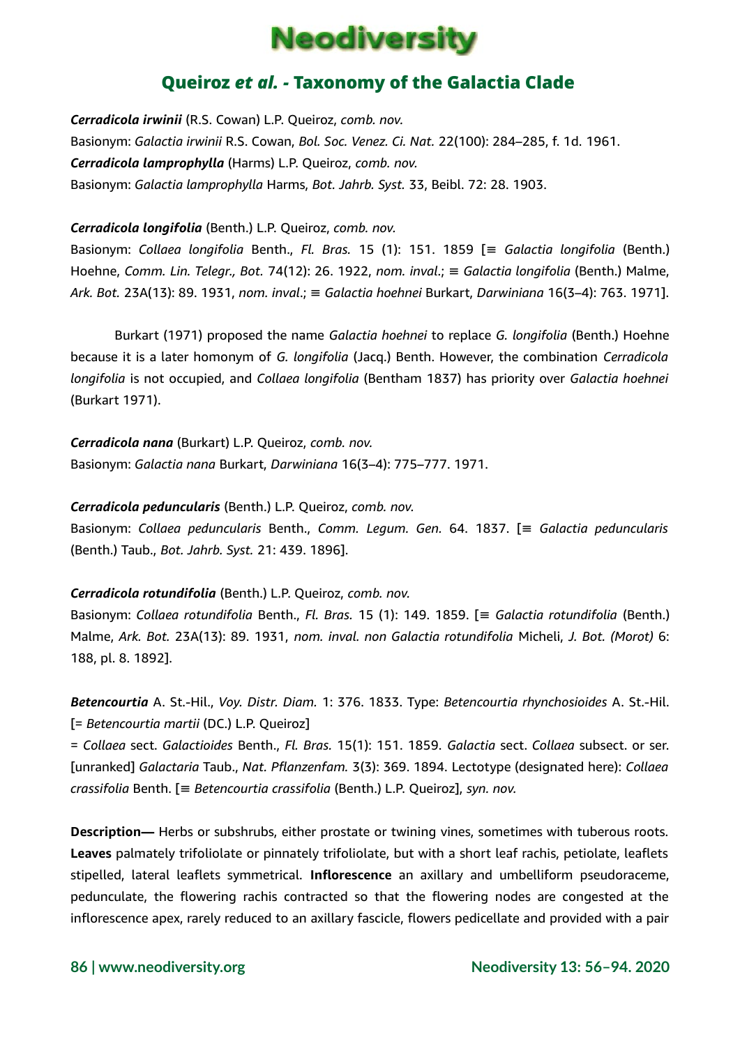***Cerradicola irwinii*** (R.S. Cowan) L.P. Queiroz, *comb. nov.*
Basionym: *Galactia irwinii* R.S. Cowan, *Bol. Soc. Venez. Ci. Nat.* 22(100): 284–285, f. 1d. 1961.
***Cerradicola lamprophylla*** (Harms) L.P. Queiroz, *comb. nov.*
Basionym: *Galactia lamprophylla* Harms, *Bot. Jahrb. Syst.* 33, Beibl. 72: 28. 1903.

***Cerradicola longifolia*** (Benth.) L.P. Queiroz, *comb. nov.*
Basionym: *Collaea longifolia* Benth., *Fl. Bras.* 15 (1): 151. 1859 [≡ *Galactia longifolia* (Benth.) Hoehne, *Comm. Lin. Telegr., Bot.* 74(12): 26. 1922, *nom. inval.*; ≡ *Galactia longifolia* (Benth.) Malme, *Ark. Bot.* 23A(13): 89. 1931, *nom. inval.*; ≡ *Galactia hoehnei* Burkart, *Darwiniana* 16(3–4): 763. 1971].

Burkart (1971) proposed the name *Galactia hoehnei* to replace *G. longifolia* (Benth.) Hoehne because it is a later homonym of *G. longifolia* (Jacq.) Benth. However, the combination *Cerradicola longifolia* is not occupied, and *Collaea longifolia* (Bentham 1837) has priority over *Galactia hoehnei* (Burkart 1971).

***Cerradicola nana*** (Burkart) L.P. Queiroz, *comb. nov.*
Basionym: *Galactia nana* Burkart, *Darwiniana* 16(3–4): 775–777. 1971.

***Cerradicola peduncularis*** (Benth.) L.P. Queiroz, *comb. nov.*
Basionym: *Collaea peduncularis* Benth., *Comm. Legum. Gen.* 64. 1837. [≡ *Galactia peduncularis* (Benth.) Taub., *Bot. Jahrb. Syst.* 21: 439. 1896].

***Cerradicola rotundifolia*** (Benth.) L.P. Queiroz, *comb. nov.*
Basionym: *Collaea rotundifolia* Benth., *Fl. Bras.* 15 (1): 149. 1859. [≡ *Galactia rotundifolia* (Benth.) Malme, *Ark. Bot.* 23A(13): 89. 1931, *nom. inval. non Galactia rotundifolia* Micheli, *J. Bot. (Morot)* 6: 188, pl. 8. 1892].

***Betencourtia*** A. St.-Hil., *Voy. Distr. Diam.* 1: 376. 1833. Type: *Betencourtia rhynchosioides* A. St.-Hil. [= *Betencourtia martii* (DC.) L.P. Queiroz]
= *Collaea* sect. *Galactioides* Benth., *Fl. Bras.* 15(1): 151. 1859. *Galactia* sect. *Collaea* subsect. or ser. [unranked] *Galactaria* Taub., *Nat. Pflanzenfam.* 3(3): 369. 1894. Lectotype (designated here): *Collaea crassifolia* Benth. [≡ *Betencourtia crassifolia* (Benth.) L.P. Queiroz], *syn. nov.*

**Description—** Herbs or subshrubs, either prostate or twining vines, sometimes with tuberous roots. **Leaves** palmately trifoliolate or pinnately trifoliolate, but with a short leaf rachis, petiolate, leaflets stipelled, lateral leaflets symmetrical. **Inflorescence** an axillary and umbelliform pseudoraceme, pedunculate, the flowering rachis contracted so that the flowering nodes are congested at the inflorescence apex, rarely reduced to an axillary fascicle, flowers pedicellate and provided with a pair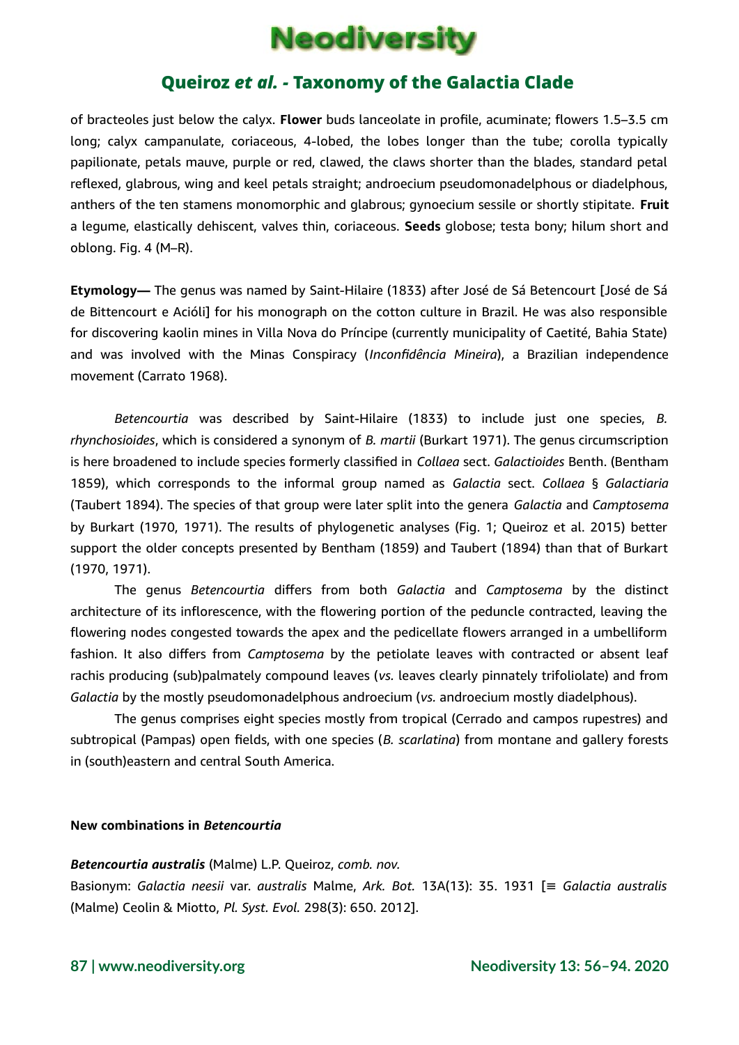of bracteoles just below the calyx. **Flower** buds lanceolate in profile, acuminate; flowers 1.5–3.5 cm long; calyx campanulate, coriaceous, 4-lobed, the lobes longer than the tube; corolla typically papilionate, petals mauve, purple or red, clawed, the claws shorter than the blades, standard petal reflexed, glabrous, wing and keel petals straight; androecium pseudomonadelphous or diadelphous, anthers of the ten stamens monomorphic and glabrous; gynoecium sessile or shortly stipitate. **Fruit** a legume, elastically dehiscent, valves thin, coriaceous. **Seeds** globose; testa bony; hilum short and oblong. Fig. 4 (M–R).

**Etymology—** The genus was named by Saint-Hilaire (1833) after José de Sá Betencourt [José de Sá de Bittencourt e Acióli] for his monograph on the cotton culture in Brazil. He was also responsible for discovering kaolin mines in Villa Nova do Príncipe (currently municipality of Caetité, Bahia State) and was involved with the Minas Conspiracy (*Inconfidência Mineira*), a Brazilian independence movement (Carrato 1968).

*Betencourtia* was described by Saint-Hilaire (1833) to include just one species, *B. rhynchosioides*, which is considered a synonym of *B. martii* (Burkart 1971). The genus circumscription is here broadened to include species formerly classified in *Collaea* sect. *Galactioides* Benth. (Bentham 1859), which corresponds to the informal group named as *Galactia* sect. *Collaea* § *Galactiaria* (Taubert 1894). The species of that group were later split into the genera *Galactia* and *Camptosema* by Burkart (1970, 1971). The results of phylogenetic analyses (Fig. 1; Queiroz et al. 2015) better support the older concepts presented by Bentham (1859) and Taubert (1894) than that of Burkart (1970, 1971).

The genus *Betencourtia* differs from both *Galactia* and *Camptosema* by the distinct architecture of its inflorescence, with the flowering portion of the peduncle contracted, leaving the flowering nodes congested towards the apex and the pedicellate flowers arranged in a umbelliform fashion. It also differs from *Camptosema* by the petiolate leaves with contracted or absent leaf rachis producing (sub)palmately compound leaves (*vs.* leaves clearly pinnately trifoliolate) and from *Galactia* by the mostly pseudomonadelphous androecium (*vs.* androecium mostly diadelphous).

The genus comprises eight species mostly from tropical (Cerrado and campos rupestres) and subtropical (Pampas) open fields, with one species (*B. scarlatina*) from montane and gallery forests in (south)eastern and central South America.

**New combinations in *Betencourtia***

***Betencourtia australis*** (Malme) L.P. Queiroz, *comb. nov.*
Basionym: *Galactia neesii* var. *australis* Malme, *Ark. Bot.* 13A(13): 35. 1931 [≡ *Galactia australis* (Malme) Ceolin & Miotto, *Pl. Syst. Evol.* 298(3): 650. 2012].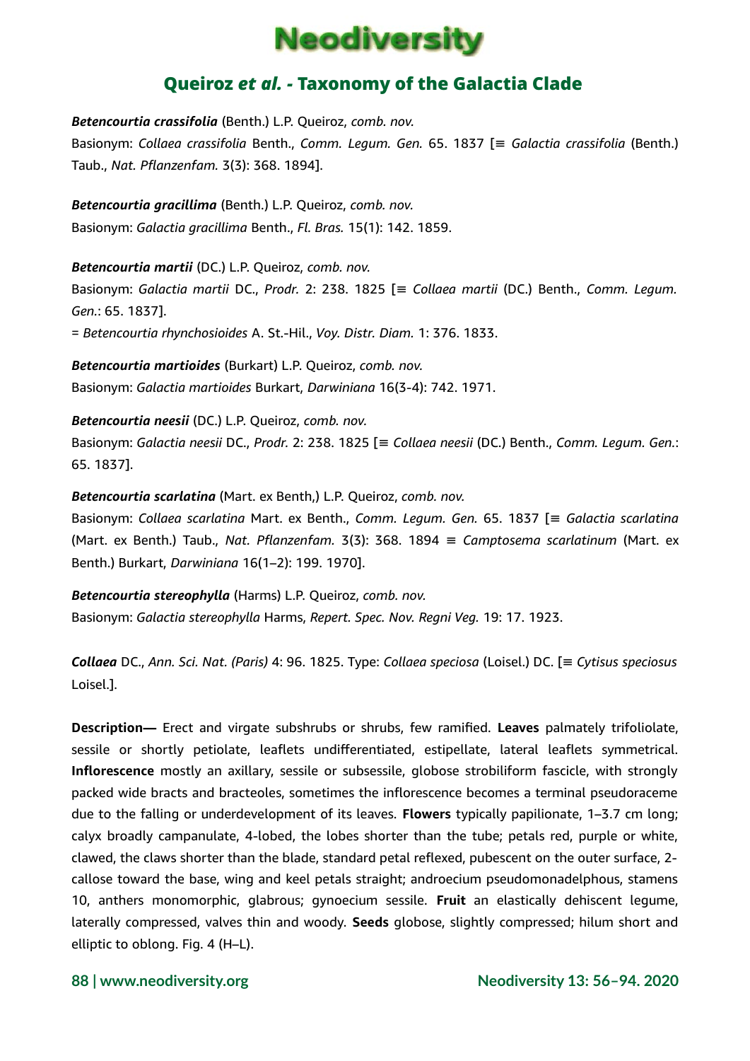***Betencourtia crassifolia*** (Benth.) L.P. Queiroz, *comb. nov.*
Basionym: *Collaea crassifolia* Benth., *Comm. Legum. Gen.* 65. 1837 [≡ *Galactia crassifolia* (Benth.) Taub., *Nat. Pflanzenfam.* 3(3): 368. 1894].

***Betencourtia gracillima*** (Benth.) L.P. Queiroz, *comb. nov.*
Basionym: *Galactia gracillima* Benth., *Fl. Bras.* 15(1): 142. 1859.

***Betencourtia martii*** (DC.) L.P. Queiroz, *comb. nov.*
Basionym: *Galactia martii* DC., *Prodr.* 2: 238. 1825 [≡ *Collaea martii* (DC.) Benth., *Comm. Legum. Gen.*: 65. 1837].
= *Betencourtia rhynchosioides* A. St.-Hil., *Voy. Distr. Diam.* 1: 376. 1833.

***Betencourtia martioides*** (Burkart) L.P. Queiroz, *comb. nov.*
Basionym: *Galactia martioides* Burkart, *Darwiniana* 16(3-4): 742. 1971.

***Betencourtia neesii*** (DC.) L.P. Queiroz, *comb. nov.*
Basionym: *Galactia neesii* DC., *Prodr.* 2: 238. 1825 [≡ *Collaea neesii* (DC.) Benth., *Comm. Legum. Gen.*: 65. 1837].

***Betencourtia scarlatina*** (Mart. ex Benth,) L.P. Queiroz, *comb. nov.*
Basionym: *Collaea scarlatina* Mart. ex Benth., *Comm. Legum. Gen.* 65. 1837 [≡ *Galactia scarlatina* (Mart. ex Benth.) Taub., *Nat. Pflanzenfam.* 3(3): 368. 1894 ≡ *Camptosema scarlatinum* (Mart. ex Benth.) Burkart, *Darwiniana* 16(1–2): 199. 1970].

***Betencourtia stereophylla*** (Harms) L.P. Queiroz, *comb. nov.*
Basionym: *Galactia stereophylla* Harms, *Repert. Spec. Nov. Regni Veg.* 19: 17. 1923.

***Collaea*** DC., *Ann. Sci. Nat. (Paris)* 4: 96. 1825. Type: *Collaea speciosa* (Loisel.) DC. [≡ *Cytisus speciosus* Loisel.].

**Description—** Erect and virgate subshrubs or shrubs, few ramified. **Leaves** palmately trifoliolate, sessile or shortly petiolate, leaflets undifferentiated, estipellate, lateral leaflets symmetrical. **Inflorescence** mostly an axillary, sessile or subsessile, globose strobiliform fascicle, with strongly packed wide bracts and bracteoles, sometimes the inflorescence becomes a terminal pseudoraceme due to the falling or underdevelopment of its leaves. **Flowers** typically papilionate, 1–3.7 cm long; calyx broadly campanulate, 4-lobed, the lobes shorter than the tube; petals red, purple or white, clawed, the claws shorter than the blade, standard petal reflexed, pubescent on the outer surface, 2-callose toward the base, wing and keel petals straight; androecium pseudomonadelphous, stamens 10, anthers monomorphic, glabrous; gynoecium sessile. **Fruit** an elastically dehiscent legume, laterally compressed, valves thin and woody. **Seeds** globose, slightly compressed; hilum short and elliptic to oblong. Fig. 4 (H–L).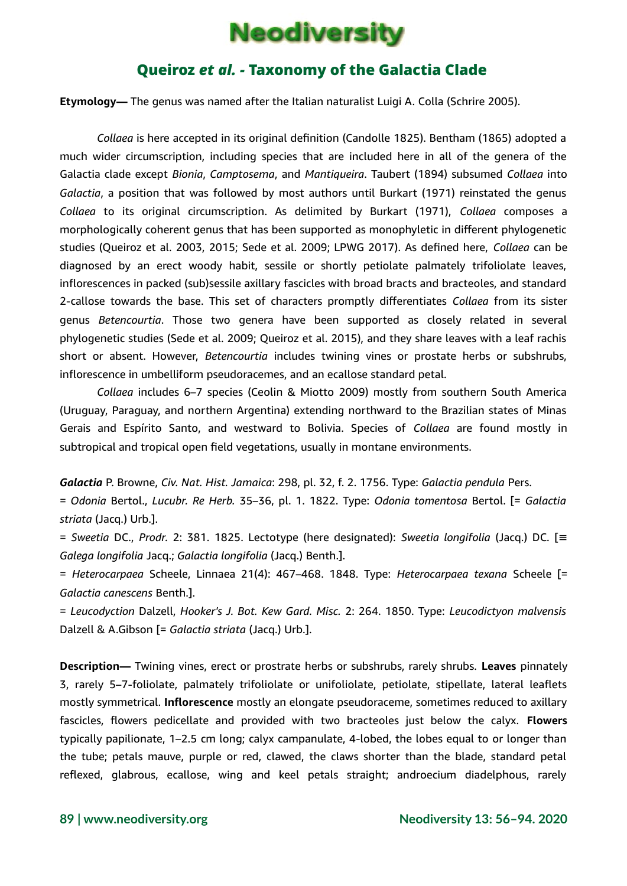**Etymology—** The genus was named after the Italian naturalist Luigi A. Colla (Schrire 2005).

*Collaea* is here accepted in its original definition (Candolle 1825). Bentham (1865) adopted a much wider circumscription, including species that are included here in all of the genera of the Galactia clade except *Bionia*, *Camptosema*, and *Mantiqueira*. Taubert (1894) subsumed *Collaea* into *Galactia*, a position that was followed by most authors until Burkart (1971) reinstated the genus *Collaea* to its original circumscription. As delimited by Burkart (1971), *Collaea* composes a morphologically coherent genus that has been supported as monophyletic in different phylogenetic studies (Queiroz et al. 2003, 2015; Sede et al. 2009; LPWG 2017). As defined here, *Collaea* can be diagnosed by an erect woody habit, sessile or shortly petiolate palmately trifoliolate leaves, inflorescences in packed (sub)sessile axillary fascicles with broad bracts and bracteoles, and standard 2-callose towards the base. This set of characters promptly differentiates *Collaea* from its sister genus *Betencourtia*. Those two genera have been supported as closely related in several phylogenetic studies (Sede et al. 2009; Queiroz et al. 2015), and they share leaves with a leaf rachis short or absent. However, *Betencourtia* includes twining vines or prostate herbs or subshrubs, inflorescence in umbelliform pseudoracemes, and an ecallose standard petal.

*Collaea* includes 6–7 species (Ceolin & Miotto 2009) mostly from southern South America (Uruguay, Paraguay, and northern Argentina) extending northward to the Brazilian states of Minas Gerais and Espírito Santo, and westward to Bolivia. Species of *Collaea* are found mostly in subtropical and tropical open field vegetations, usually in montane environments.

***Galactia*** P. Browne, *Civ. Nat. Hist. Jamaica*: 298, pl. 32, f. 2. 1756. Type: *Galactia pendula* Pers.

= *Odonia* Bertol., *Lucubr. Re Herb.* 35–36, pl. 1. 1822. Type: *Odonia tomentosa* Bertol. [= *Galactia striata* (Jacq.) Urb.].

= *Sweetia* DC., *Prodr.* 2: 381. 1825. Lectotype (here designated): *Sweetia longifolia* (Jacq.) DC. [≡ *Galega longifolia* Jacq.; *Galactia longifolia* (Jacq.) Benth.].

= *Heterocarpaea* Scheele, Linnaea 21(4): 467–468. 1848. Type: *Heterocarpaea texana* Scheele [= *Galactia canescens* Benth.].

= *Leucodyction* Dalzell, *Hooker's J. Bot. Kew Gard. Misc.* 2: 264. 1850. Type: *Leucodictyon malvensis* Dalzell & A.Gibson [= *Galactia striata* (Jacq.) Urb.].

**Description—** Twining vines, erect or prostrate herbs or subshrubs, rarely shrubs. **Leaves** pinnately 3, rarely 5–7-foliolate, palmately trifoliolate or unifoliolate, petiolate, stipellate, lateral leaflets mostly symmetrical. **Inflorescence** mostly an elongate pseudoraceme, sometimes reduced to axillary fascicles, flowers pedicellate and provided with two bracteoles just below the calyx. **Flowers** typically papilionate, 1–2.5 cm long; calyx campanulate, 4-lobed, the lobes equal to or longer than the tube; petals mauve, purple or red, clawed, the claws shorter than the blade, standard petal reflexed, glabrous, ecallose, wing and keel petals straight; androecium diadelphous, rarely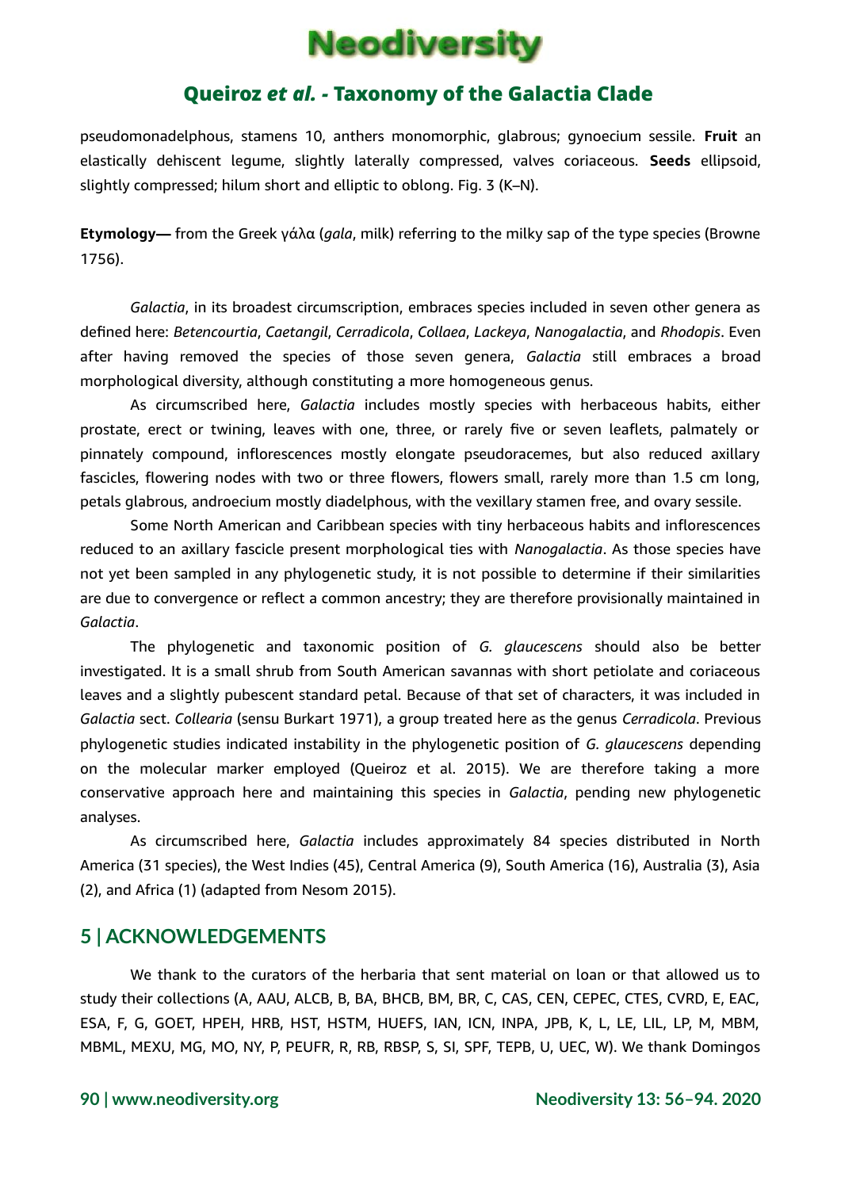pseudomonadelphous, stamens 10, anthers monomorphic, glabrous; gynoecium sessile. **Fruit** an elastically dehiscent legume, slightly laterally compressed, valves coriaceous. **Seeds** ellipsoid, slightly compressed; hilum short and elliptic to oblong. Fig. 3 (K–N).

**Etymology—** from the Greek γάλα (*gala*, milk) referring to the milky sap of the type species (Browne 1756).

*Galactia*, in its broadest circumscription, embraces species included in seven other genera as defined here: *Betencourtia*, *Caetangil*, *Cerradicola*, *Collaea*, *Lackeya*, *Nanogalactia*, and *Rhodopis*. Even after having removed the species of those seven genera, *Galactia* still embraces a broad morphological diversity, although constituting a more homogeneous genus.

As circumscribed here, *Galactia* includes mostly species with herbaceous habits, either prostate, erect or twining, leaves with one, three, or rarely five or seven leaflets, palmately or pinnately compound, inflorescences mostly elongate pseudoracemes, but also reduced axillary fascicles, flowering nodes with two or three flowers, flowers small, rarely more than 1.5 cm long, petals glabrous, androecium mostly diadelphous, with the vexillary stamen free, and ovary sessile.

Some North American and Caribbean species with tiny herbaceous habits and inflorescences reduced to an axillary fascicle present morphological ties with *Nanogalactia*. As those species have not yet been sampled in any phylogenetic study, it is not possible to determine if their similarities are due to convergence or reflect a common ancestry; they are therefore provisionally maintained in *Galactia*.

The phylogenetic and taxonomic position of *G. glaucescens* should also be better investigated. It is a small shrub from South American savannas with short petiolate and coriaceous leaves and a slightly pubescent standard petal. Because of that set of characters, it was included in *Galactia* sect. *Collearia* (sensu Burkart 1971), a group treated here as the genus *Cerradicola*. Previous phylogenetic studies indicated instability in the phylogenetic position of *G. glaucescens* depending on the molecular marker employed (Queiroz et al. 2015). We are therefore taking a more conservative approach here and maintaining this species in *Galactia*, pending new phylogenetic analyses.

As circumscribed here, *Galactia* includes approximately 84 species distributed in North America (31 species), the West Indies (45), Central America (9), South America (16), Australia (3), Asia (2), and Africa (1) (adapted from Nesom 2015).

## 5 | ACKNOWLEDGEMENTS

We thank to the curators of the herbaria that sent material on loan or that allowed us to study their collections (A, AAU, ALCB, B, BA, BHCB, BM, BR, C, CAS, CEN, CEPEC, CTES, CVRD, E, EAC, ESA, F, G, GOET, HPEH, HRB, HST, HSTM, HUEFS, IAN, ICN, INPA, JPB, K, L, LE, LIL, LP, M, MBM, MBML, MEXU, MG, MO, NY, P, PEUFR, R, RB, RBSP, S, SI, SPF, TEPB, U, UEC, W). We thank Domingos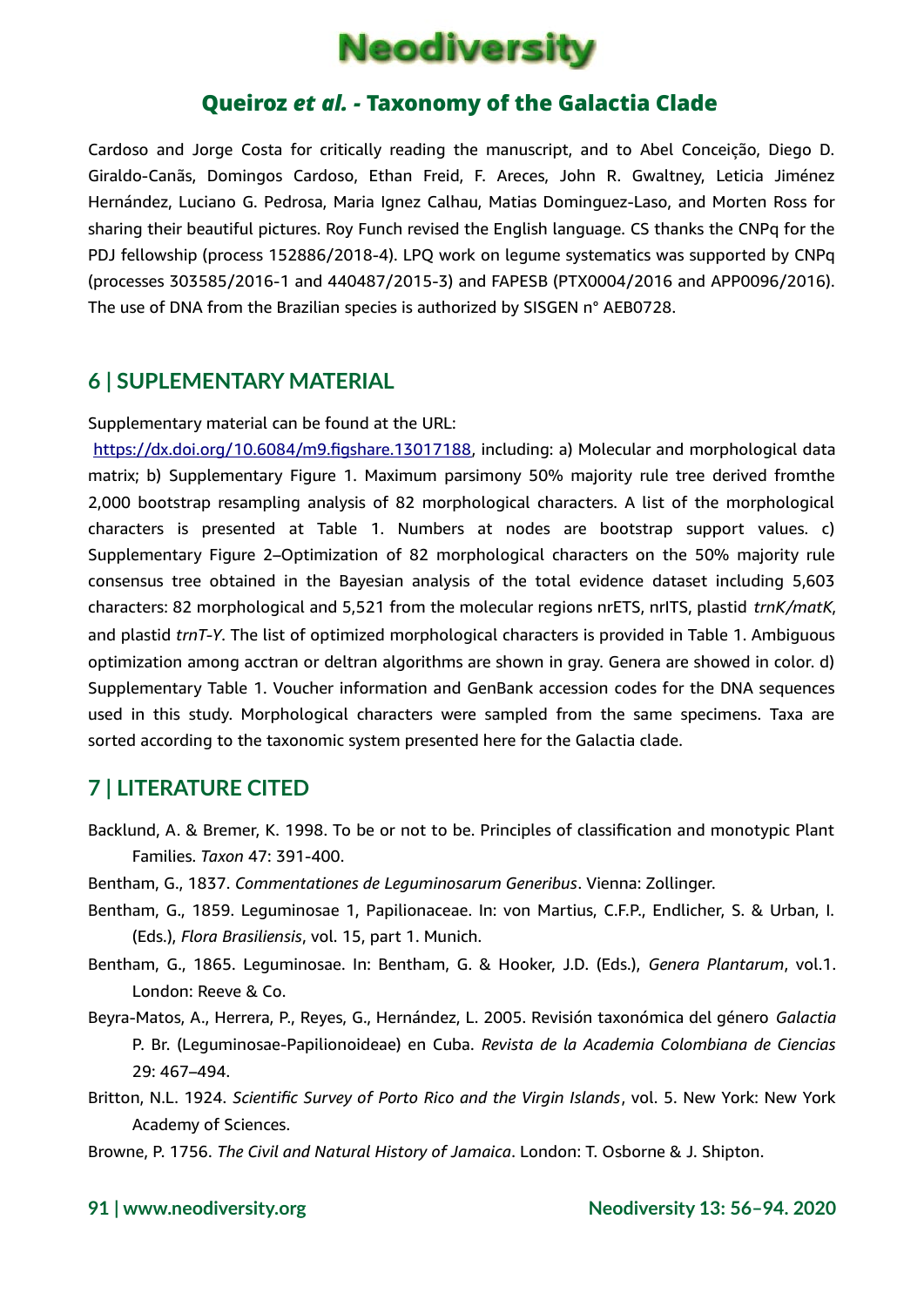Cardoso and Jorge Costa for critically reading the manuscript, and to Abel Conceição, Diego D. Giraldo-Canãs, Domingos Cardoso, Ethan Freid, F. Areces, John R. Gwaltney, Leticia Jiménez Hernández, Luciano G. Pedrosa, Maria Ignez Calhau, Matias Dominguez-Laso, and Morten Ross for sharing their beautiful pictures. Roy Funch revised the English language. CS thanks the CNPq for the PDJ fellowship (process 152886/2018-4). LPQ work on legume systematics was supported by CNPq (processes 303585/2016-1 and 440487/2015-3) and FAPESB (PTX0004/2016 and APP0096/2016). The use of DNA from the Brazilian species is authorized by SISGEN n° AEB0728.

## 6 | SUPLEMENTARY MATERIAL

Supplementary material can be found at the URL:

https://dx.doi.org/10.6084/m9.figshare.13017188, including: a) Molecular and morphological data matrix; b) Supplementary Figure 1. Maximum parsimony 50% majority rule tree derived fromthe 2,000 bootstrap resampling analysis of 82 morphological characters. A list of the morphological characters is presented at Table 1. Numbers at nodes are bootstrap support values. c) Supplementary Figure 2–Optimization of 82 morphological characters on the 50% majority rule consensus tree obtained in the Bayesian analysis of the total evidence dataset including 5,603 characters: 82 morphological and 5,521 from the molecular regions nrETS, nrITS, plastid *trnK/matK*, and plastid *trnT-Y*. The list of optimized morphological characters is provided in Table 1. Ambiguous optimization among acctran or deltran algorithms are shown in gray. Genera are showed in color. d) Supplementary Table 1. Voucher information and GenBank accession codes for the DNA sequences used in this study. Morphological characters were sampled from the same specimens. Taxa are sorted according to the taxonomic system presented here for the Galactia clade.

## 7 | LITERATURE CITED

Backlund, A. & Bremer, K. 1998. To be or not to be. Principles of classification and monotypic Plant Families. *Taxon* 47: 391-400.

Bentham, G., 1837. *Commentationes de Leguminosarum Generibus*. Vienna: Zollinger.

Bentham, G., 1859. Leguminosae 1, Papilionaceae. In: von Martius, C.F.P., Endlicher, S. & Urban, I. (Eds.), *Flora Brasiliensis*, vol. 15, part 1. Munich.

Bentham, G., 1865. Leguminosae. In: Bentham, G. & Hooker, J.D. (Eds.), *Genera Plantarum*, vol.1. London: Reeve & Co.

Beyra-Matos, A., Herrera, P., Reyes, G., Hernández, L. 2005. Revisión taxonómica del género *Galactia* P. Br. (Leguminosae-Papilionoideae) en Cuba. *Revista de la Academia Colombiana de Ciencias* 29: 467–494.

Britton, N.L. 1924. *Scientific Survey of Porto Rico and the Virgin Islands*, vol. 5. New York: New York Academy of Sciences.

Browne, P. 1756. *The Civil and Natural History of Jamaica*. London: T. Osborne & J. Shipton.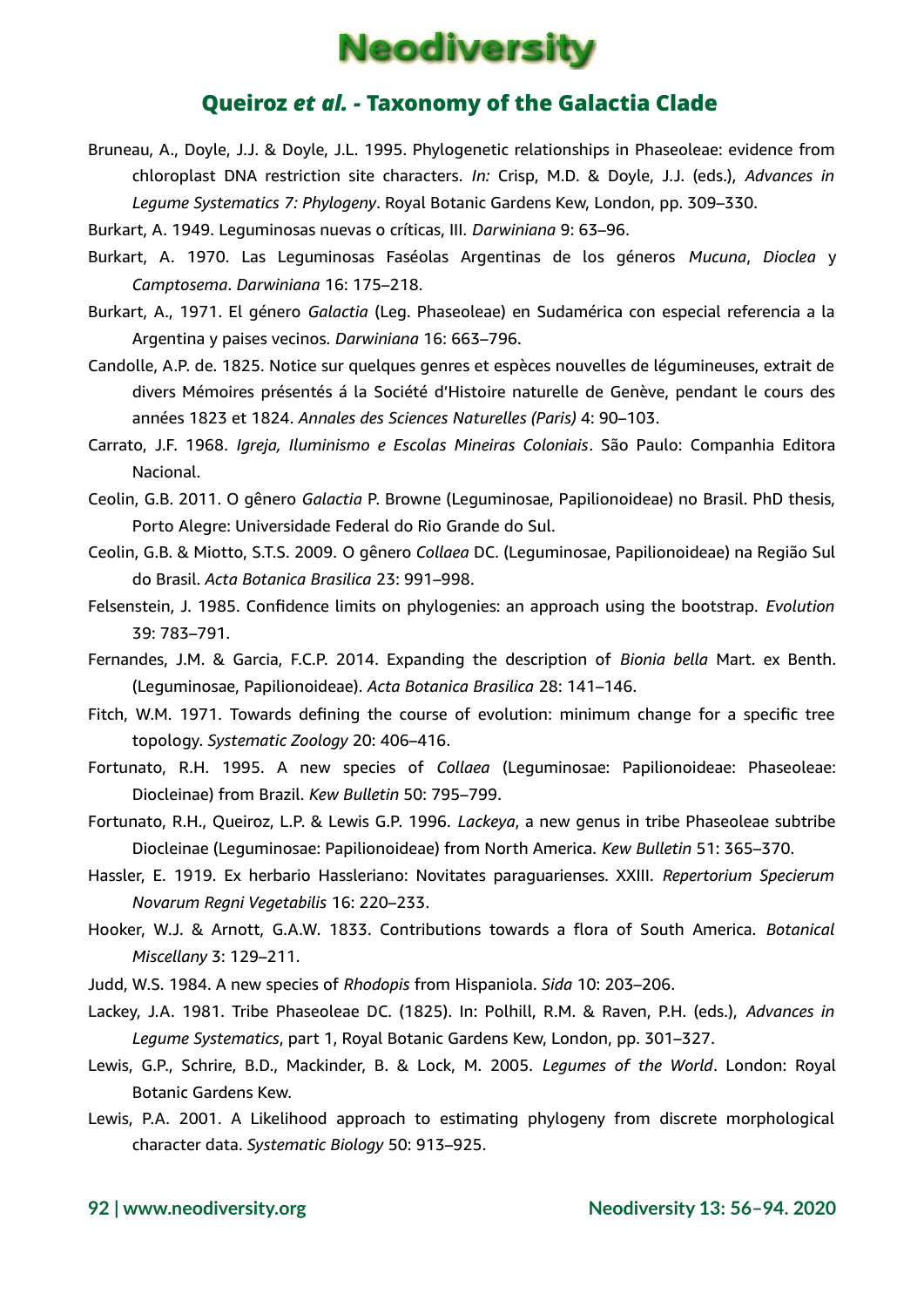Bruneau, A., Doyle, J.J. & Doyle, J.L. 1995. Phylogenetic relationships in Phaseoleae: evidence from chloroplast DNA restriction site characters. *In:* Crisp, M.D. & Doyle, J.J. (eds.), *Advances in Legume Systematics 7: Phylogeny*. Royal Botanic Gardens Kew, London, pp. 309–330.

Burkart, A. 1949. Leguminosas nuevas o críticas, III. *Darwiniana* 9: 63–96.

Burkart, A. 1970. Las Leguminosas Faséolas Argentinas de los géneros *Mucuna*, *Dioclea* y *Camptosema*. *Darwiniana* 16: 175–218.

Burkart, A., 1971. El género *Galactia* (Leg. Phaseoleae) en Sudamérica con especial referencia a la Argentina y paises vecinos. *Darwiniana* 16: 663–796.

Candolle, A.P. de. 1825. Notice sur quelques genres et espèces nouvelles de légumineuses, extrait de divers Mémoires présentés á la Société d'Histoire naturelle de Genève, pendant le cours des années 1823 et 1824. *Annales des Sciences Naturelles (Paris)* 4: 90–103.

Carrato, J.F. 1968. *Igreja, Iluminismo e Escolas Mineiras Coloniais*. São Paulo: Companhia Editora Nacional.

Ceolin, G.B. 2011. O gênero *Galactia* P. Browne (Leguminosae, Papilionoideae) no Brasil. PhD thesis, Porto Alegre: Universidade Federal do Rio Grande do Sul.

Ceolin, G.B. & Miotto, S.T.S. 2009. O gênero *Collaea* DC. (Leguminosae, Papilionoideae) na Região Sul do Brasil. *Acta Botanica Brasilica* 23: 991–998.

Felsenstein, J. 1985. Confidence limits on phylogenies: an approach using the bootstrap. *Evolution* 39: 783–791.

Fernandes, J.M. & Garcia, F.C.P. 2014. Expanding the description of *Bionia bella* Mart. ex Benth. (Leguminosae, Papilionoideae). *Acta Botanica Brasilica* 28: 141–146.

Fitch, W.M. 1971. Towards defining the course of evolution: minimum change for a specific tree topology. *Systematic Zoology* 20: 406–416.

Fortunato, R.H. 1995. A new species of *Collaea* (Leguminosae: Papilionoideae: Phaseoleae: Diocleinae) from Brazil. *Kew Bulletin* 50: 795–799.

Fortunato, R.H., Queiroz, L.P. & Lewis G.P. 1996. *Lackeya*, a new genus in tribe Phaseoleae subtribe Diocleinae (Leguminosae: Papilionoideae) from North America. *Kew Bulletin* 51: 365–370.

Hassler, E. 1919. Ex herbario Hassleriano: Novitates paraguarienses. XXIII. *Repertorium Specierum Novarum Regni Vegetabilis* 16: 220–233.

Hooker, W.J. & Arnott, G.A.W. 1833. Contributions towards a flora of South America. *Botanical Miscellany* 3: 129–211.

Judd, W.S. 1984. A new species of *Rhodopis* from Hispaniola. *Sida* 10: 203–206.

Lackey, J.A. 1981. Tribe Phaseoleae DC. (1825). In: Polhill, R.M. & Raven, P.H. (eds.), *Advances in Legume Systematics*, part 1, Royal Botanic Gardens Kew, London, pp. 301–327.

Lewis, G.P., Schrire, B.D., Mackinder, B. & Lock, M. 2005. *Legumes of the World*. London: Royal Botanic Gardens Kew.

Lewis, P.A. 2001. A Likelihood approach to estimating phylogeny from discrete morphological character data. *Systematic Biology* 50: 913–925.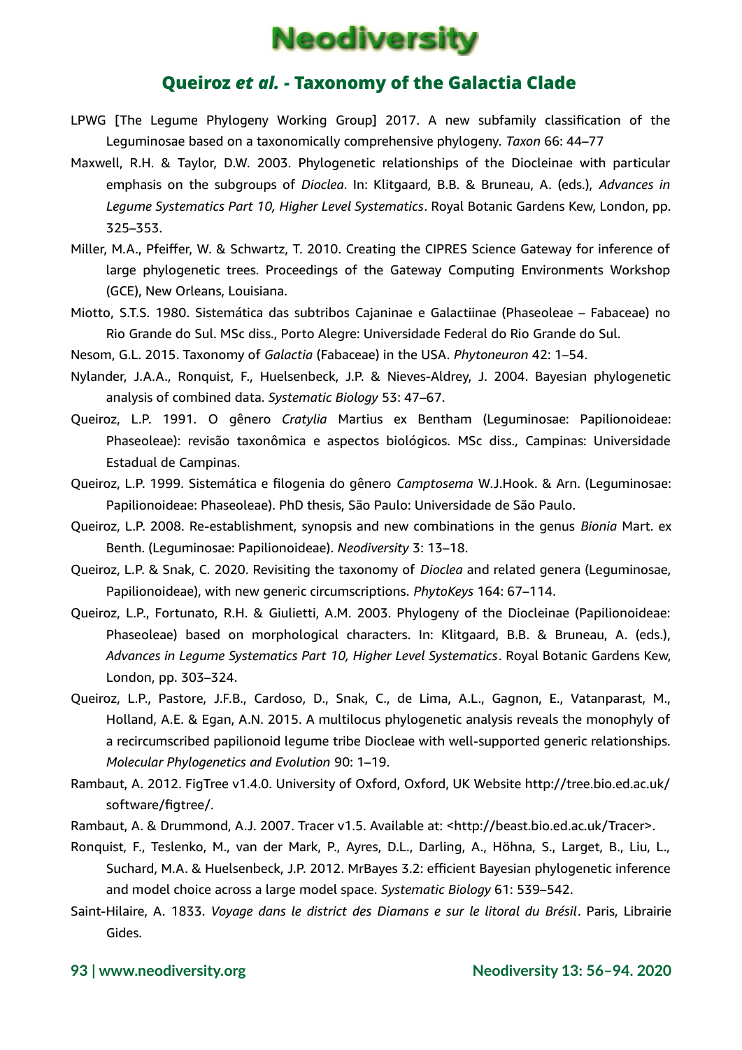LPWG [The Legume Phylogeny Working Group] 2017. A new subfamily classification of the Leguminosae based on a taxonomically comprehensive phylogeny. *Taxon* 66: 44–77

Maxwell, R.H. & Taylor, D.W. 2003. Phylogenetic relationships of the Diocleinae with particular emphasis on the subgroups of *Dioclea*. In: Klitgaard, B.B. & Bruneau, A. (eds.), *Advances in Legume Systematics Part 10, Higher Level Systematics*. Royal Botanic Gardens Kew, London, pp. 325–353.

Miller, M.A., Pfeiffer, W. & Schwartz, T. 2010. Creating the CIPRES Science Gateway for inference of large phylogenetic trees. Proceedings of the Gateway Computing Environments Workshop (GCE), New Orleans, Louisiana.

Miotto, S.T.S. 1980. Sistemática das subtribos Cajaninae e Galactiinae (Phaseoleae – Fabaceae) no Rio Grande do Sul. MSc diss., Porto Alegre: Universidade Federal do Rio Grande do Sul.

Nesom, G.L. 2015. Taxonomy of *Galactia* (Fabaceae) in the USA. *Phytoneuron* 42: 1–54.

Nylander, J.A.A., Ronquist, F., Huelsenbeck, J.P. & Nieves-Aldrey, J. 2004. Bayesian phylogenetic analysis of combined data. *Systematic Biology* 53: 47–67.

Queiroz, L.P. 1991. O gênero *Cratylia* Martius ex Bentham (Leguminosae: Papilionoideae: Phaseoleae): revisão taxonômica e aspectos biológicos. MSc diss., Campinas: Universidade Estadual de Campinas.

Queiroz, L.P. 1999. Sistemática e filogenia do gênero *Camptosema* W.J.Hook. & Arn. (Leguminosae: Papilionoideae: Phaseoleae). PhD thesis, São Paulo: Universidade de São Paulo.

Queiroz, L.P. 2008. Re-establishment, synopsis and new combinations in the genus *Bionia* Mart. ex Benth. (Leguminosae: Papilionoideae). *Neodiversity* 3: 13–18.

Queiroz, L.P. & Snak, C. 2020. Revisiting the taxonomy of *Dioclea* and related genera (Leguminosae, Papilionoideae), with new generic circumscriptions. *PhytoKeys* 164: 67–114.

Queiroz, L.P., Fortunato, R.H. & Giulietti, A.M. 2003. Phylogeny of the Diocleinae (Papilionoideae: Phaseoleae) based on morphological characters. In: Klitgaard, B.B. & Bruneau, A. (eds.), *Advances in Legume Systematics Part 10, Higher Level Systematics*. Royal Botanic Gardens Kew, London, pp. 303–324.

Queiroz, L.P., Pastore, J.F.B., Cardoso, D., Snak, C., de Lima, A.L., Gagnon, E., Vatanparast, M., Holland, A.E. & Egan, A.N. 2015. A multilocus phylogenetic analysis reveals the monophyly of a recircumscribed papilionoid legume tribe Diocleae with well-supported generic relationships. *Molecular Phylogenetics and Evolution* 90: 1–19.

Rambaut, A. 2012. FigTree v1.4.0. University of Oxford, Oxford, UK Website http://tree.bio.ed.ac.uk/software/figtree/.

Rambaut, A. & Drummond, A.J. 2007. Tracer v1.5. Available at: <http://beast.bio.ed.ac.uk/Tracer>.

Ronquist, F., Teslenko, M., van der Mark, P., Ayres, D.L., Darling, A., Höhna, S., Larget, B., Liu, L., Suchard, M.A. & Huelsenbeck, J.P. 2012. MrBayes 3.2: efficient Bayesian phylogenetic inference and model choice across a large model space. *Systematic Biology* 61: 539–542.

Saint-Hilaire, A. 1833. *Voyage dans le district des Diamans e sur le litoral du Brésil*. Paris, Librairie Gides.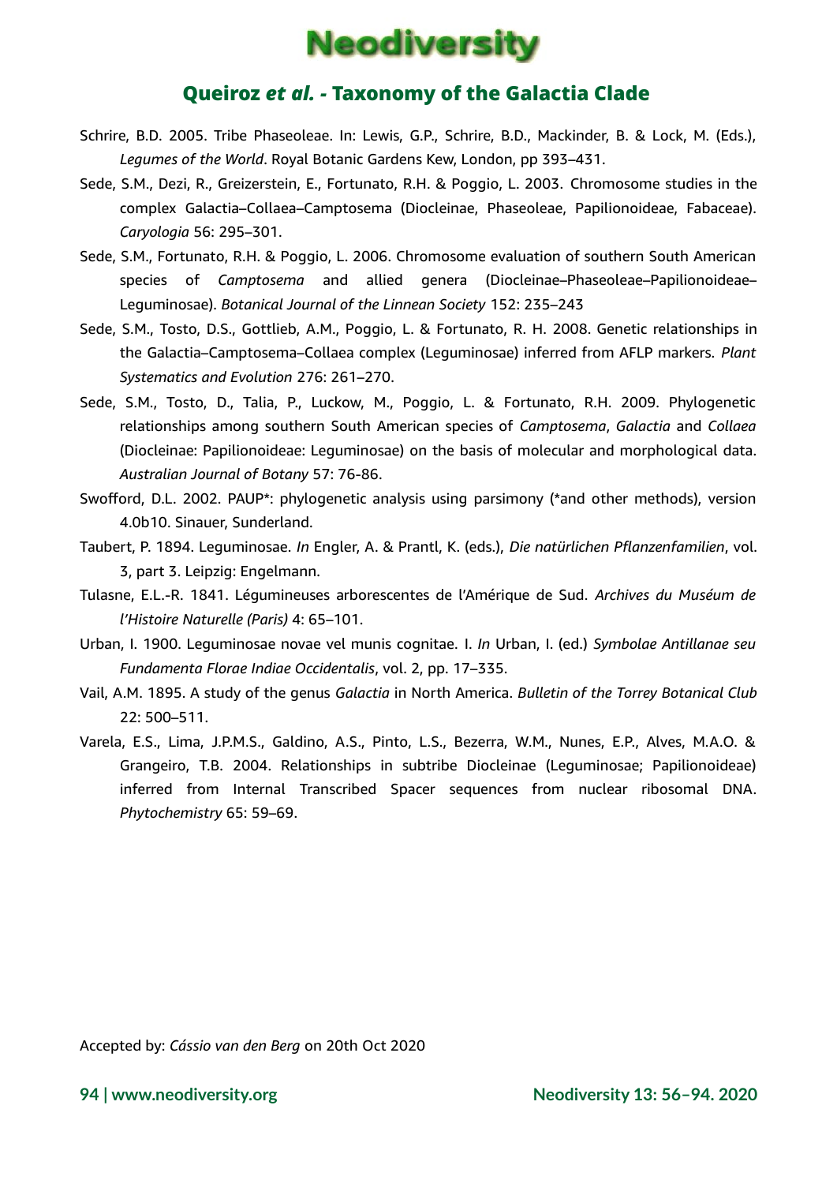Schrire, B.D. 2005. Tribe Phaseoleae. In: Lewis, G.P., Schrire, B.D., Mackinder, B. & Lock, M. (Eds.), *Legumes of the World*. Royal Botanic Gardens Kew, London, pp 393–431.

Sede, S.M., Dezi, R., Greizerstein, E., Fortunato, R.H. & Poggio, L. 2003. Chromosome studies in the complex Galactia–Collaea–Camptosema (Diocleinae, Phaseoleae, Papilionoideae, Fabaceae). *Caryologia* 56: 295–301.

Sede, S.M., Fortunato, R.H. & Poggio, L. 2006. Chromosome evaluation of southern South American species of *Camptosema* and allied genera (Diocleinae–Phaseoleae–Papilionoideae–Leguminosae). *Botanical Journal of the Linnean Society* 152: 235–243

Sede, S.M., Tosto, D.S., Gottlieb, A.M., Poggio, L. & Fortunato, R. H. 2008. Genetic relationships in the Galactia–Camptosema–Collaea complex (Leguminosae) inferred from AFLP markers. *Plant Systematics and Evolution* 276: 261–270.

Sede, S.M., Tosto, D., Talia, P., Luckow, M., Poggio, L. & Fortunato, R.H. 2009. Phylogenetic relationships among southern South American species of *Camptosema*, *Galactia* and *Collaea* (Diocleinae: Papilionoideae: Leguminosae) on the basis of molecular and morphological data. *Australian Journal of Botany* 57: 76-86.

Swofford, D.L. 2002. PAUP*: phylogenetic analysis using parsimony (*and other methods), version 4.0b10. Sinauer, Sunderland.

Taubert, P. 1894. Leguminosae. *In* Engler, A. & Prantl, K. (eds.), *Die natürlichen Pflanzenfamilien*, vol. 3, part 3. Leipzig: Engelmann.

Tulasne, E.L.-R. 1841. Légumineuses arborescentes de l'Amérique de Sud. *Archives du Muséum de l'Histoire Naturelle (Paris)* 4: 65–101.

Urban, I. 1900. Leguminosae novae vel munis cognitae. I. *In* Urban, I. (ed.) *Symbolae Antillanae seu Fundamenta Florae Indiae Occidentalis*, vol. 2, pp. 17–335.

Vail, A.M. 1895. A study of the genus *Galactia* in North America. *Bulletin of the Torrey Botanical Club* 22: 500–511.

Varela, E.S., Lima, J.P.M.S., Galdino, A.S., Pinto, L.S., Bezerra, W.M., Nunes, E.P., Alves, M.A.O. & Grangeiro, T.B. 2004. Relationships in subtribe Diocleinae (Leguminosae; Papilionoideae) inferred from Internal Transcribed Spacer sequences from nuclear ribosomal DNA. *Phytochemistry* 65: 59–69.

Accepted by: *Cássio van den Berg* on 20th Oct 2020